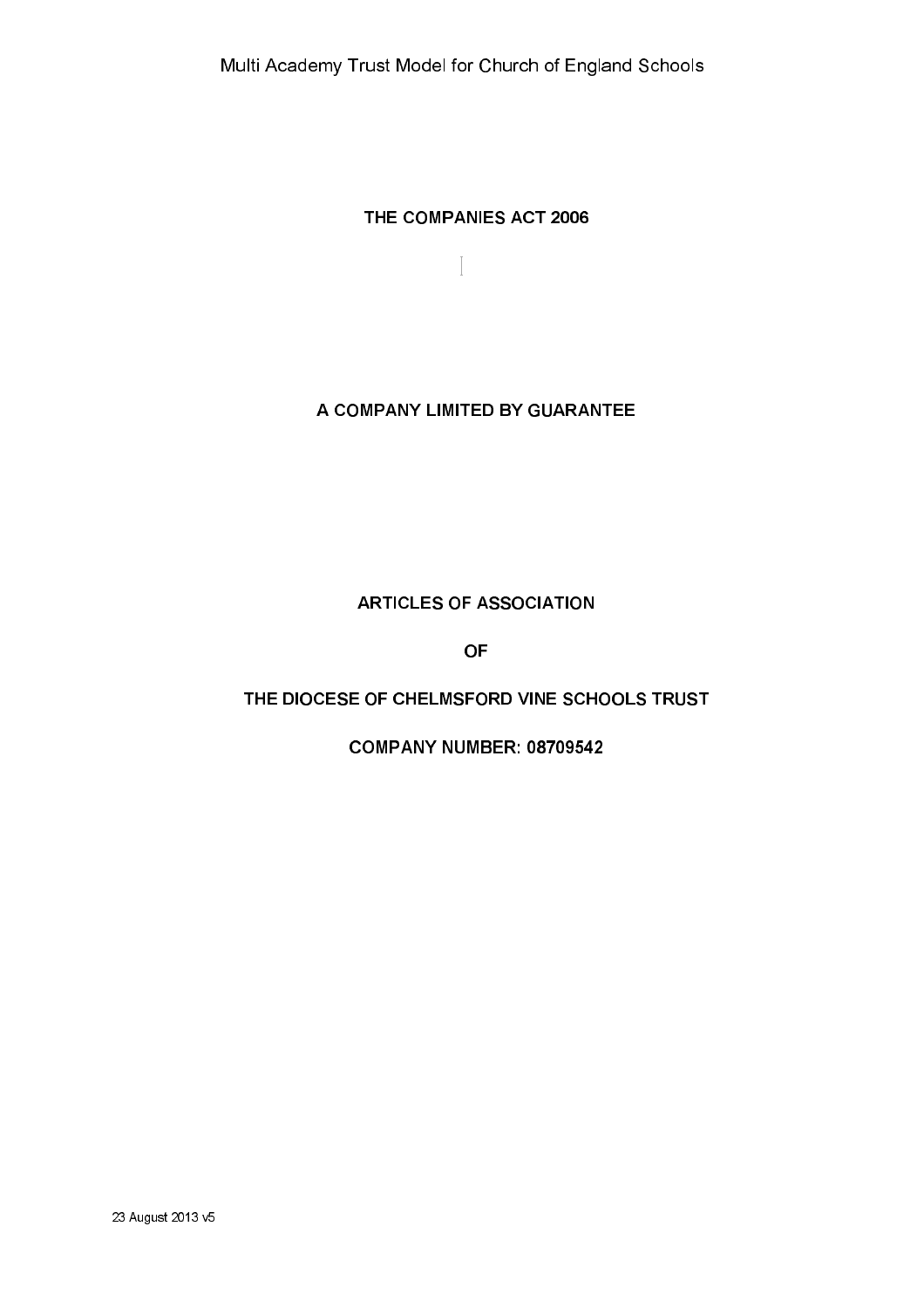# THE COMPANIES ACT 2006

## A COMPANY LIMITED BY GUARANTEE

## ARTICLES OF ASSOCIATION

## OF

## THE DIOCESE OF CHELMSFORD VINE SCHOOLS TRUST

## COMPANY NUMBER: 08709542

23 August 2013 v5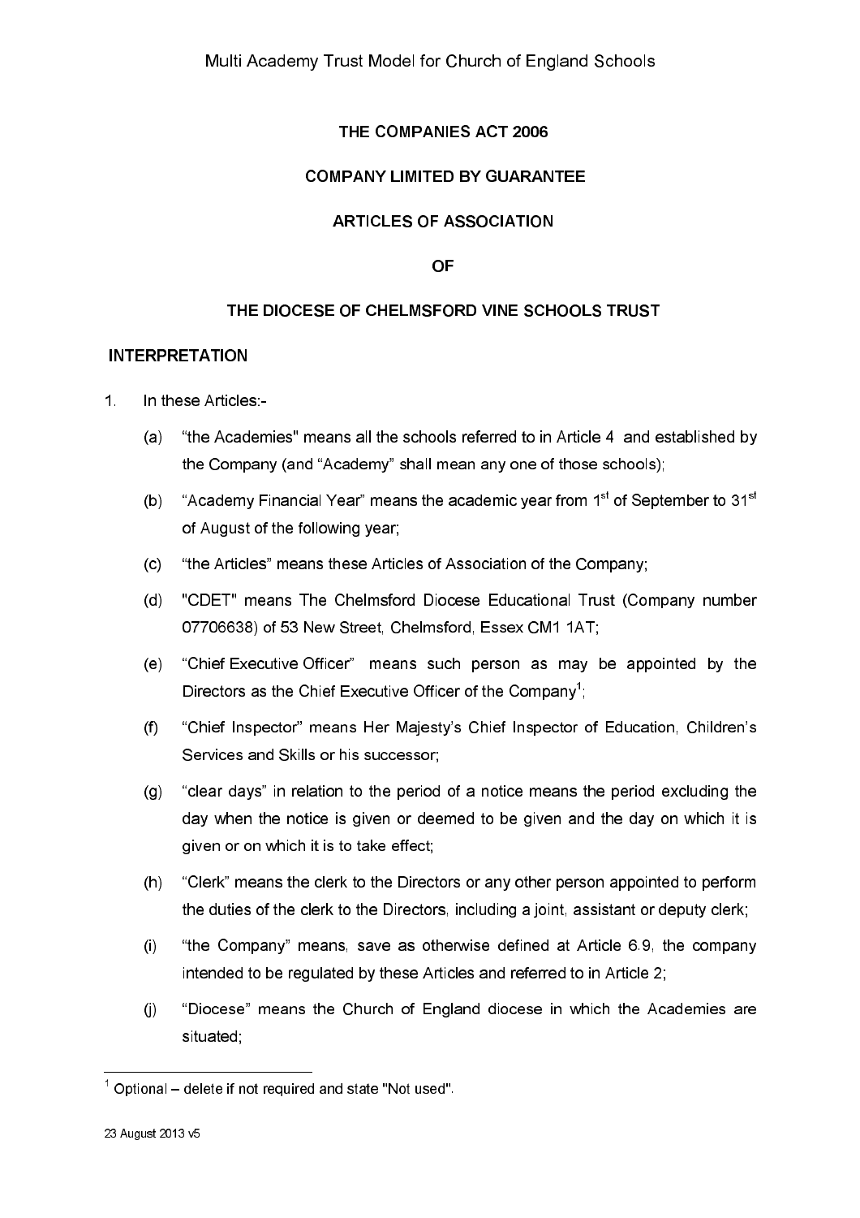THE COMPANIES ACT 2006

COMPANY LIMITED BY GUARANTEE

ARTICLES OF ASSOCIATION

OF

THE DIOCESE OF CHELMSFORD VINE SCHOOLS TRUST

## INTERPRETATION

1. In these Articles:-

   (a) "the Academies" means all the schools referred to in Article 4 and established by the Company (and "Academy" shall mean any one of those schools);

   (b) "Academy Financial Year" means the academic year from 1st of September to 31st of August of the following year;

   (c) "the Articles" means these Articles of Association of the Company;

   (d) "CDET" means The Chelmsford Diocese Educational Trust (Company number 07706638) of 53 New Street, Chelmsford, Essex CM1 1AT;

   (e) "Chief Executive Officer" means such person as may be appointed by the Directors as the Chief Executive Officer of the Company[1];

   (f) "Chief Inspector" means Her Majesty's Chief Inspector of Education, Children's Services and Skills or his successor;

   (g) "clear days" in relation to the period of a notice means the period excluding the day when the notice is given or deemed to be given and the day on which it is given or on which it is to take effect;

   (h) "Clerk" means the clerk to the Directors or any other person appointed to perform the duties of the clerk to the Directors, including a joint, assistant or deputy clerk;

   (i) "the Company" means, save as otherwise defined at Article 6.9, the company intended to be regulated by these Articles and referred to in Article 2;

   (j) "Diocese" means the Church of England diocese in which the Academies are situated;

---

[1] Optional – delete if not required and state "Not used".

23 August 2013 v5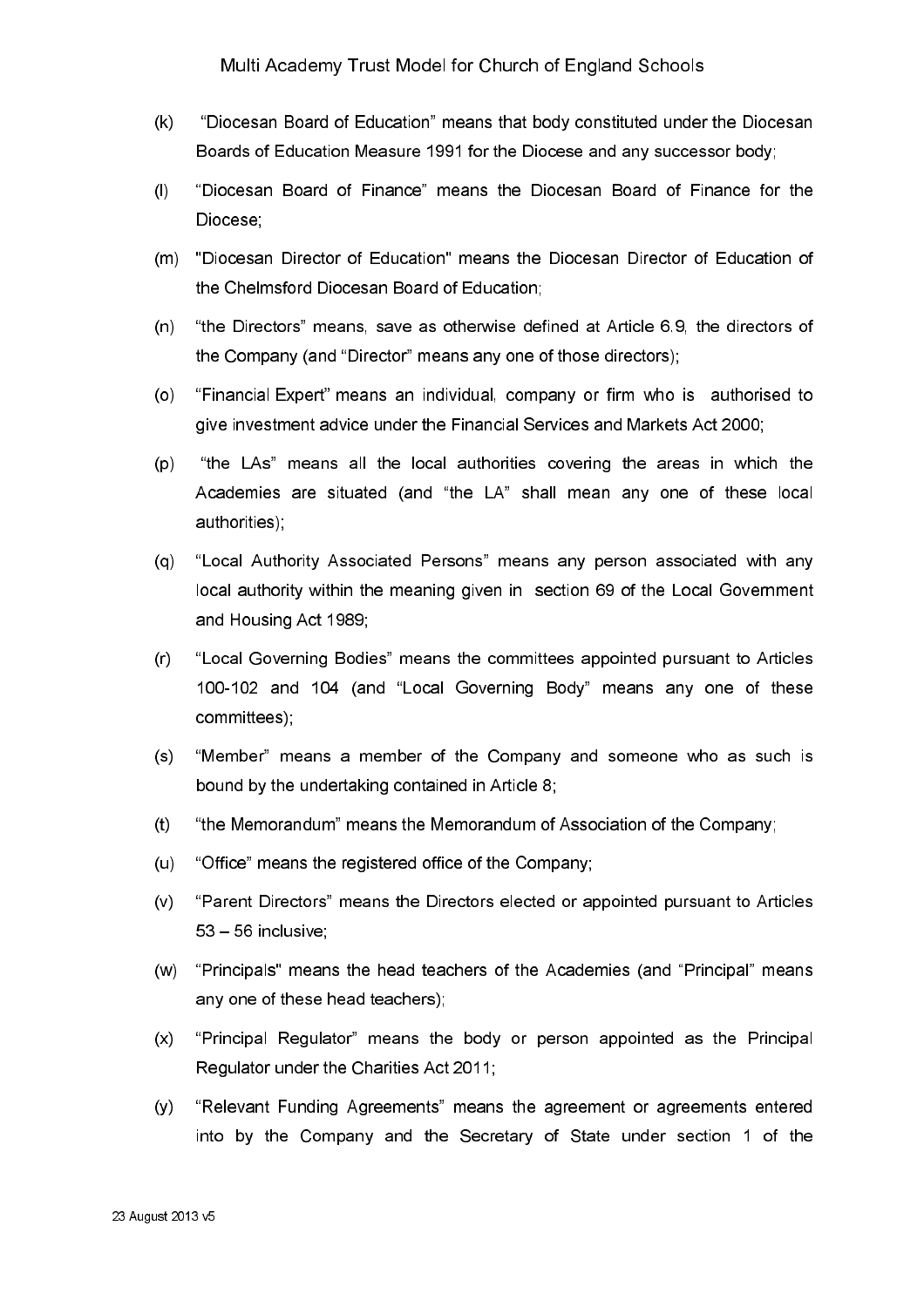(k) "Diocesan Board of Education" means that body constituted under the Diocesan Boards of Education Measure 1991 for the Diocese and any successor body;

(l) "Diocesan Board of Finance" means the Diocesan Board of Finance for the Diocese;

(m) "Diocesan Director of Education" means the Diocesan Director of Education of the Chelmsford Diocesan Board of Education;

(n) "the Directors" means, save as otherwise defined at Article 6.9, the directors of the Company (and "Director" means any one of those directors);

(o) "Financial Expert" means an individual, company or firm who is authorised to give investment advice under the Financial Services and Markets Act 2000;

(p) "the LAs" means all the local authorities covering the areas in which the Academies are situated (and "the LA" shall mean any one of these local authorities);

(q) "Local Authority Associated Persons" means any person associated with any local authority within the meaning given in section 69 of the Local Government and Housing Act 1989;

(r) "Local Governing Bodies" means the committees appointed pursuant to Articles 100-102 and 104 (and "Local Governing Body" means any one of these committees);

(s) "Member" means a member of the Company and someone who as such is bound by the undertaking contained in Article 8;

(t) "the Memorandum" means the Memorandum of Association of the Company;

(u) "Office" means the registered office of the Company;

(v) "Parent Directors" means the Directors elected or appointed pursuant to Articles 53 – 56 inclusive;

(w) "Principals" means the head teachers of the Academies (and "Principal" means any one of these head teachers);

(x) "Principal Regulator" means the body or person appointed as the Principal Regulator under the Charities Act 2011;

(y) "Relevant Funding Agreements" means the agreement or agreements entered into by the Company and the Secretary of State under section 1 of the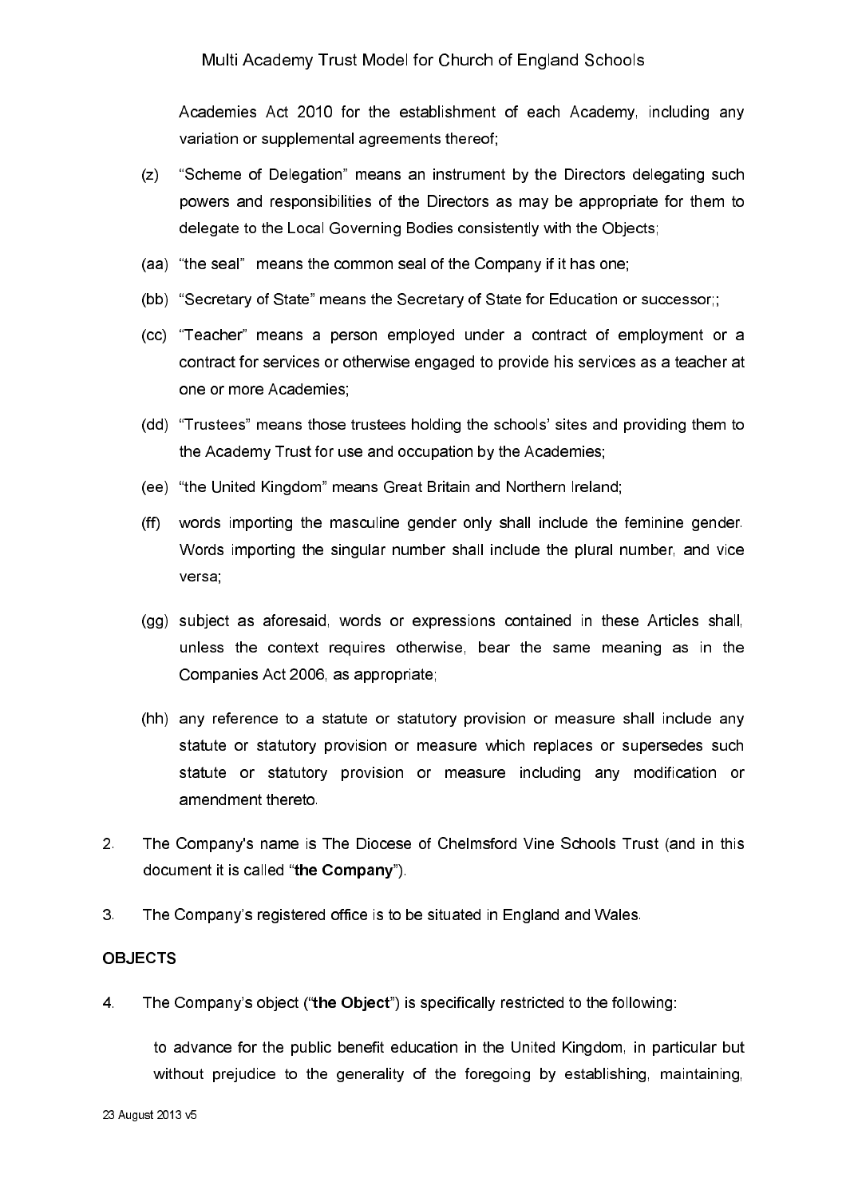Academies Act 2010 for the establishment of each Academy, including any variation or supplemental agreements thereof;

(z) "Scheme of Delegation" means an instrument by the Directors delegating such powers and responsibilities of the Directors as may be appropriate for them to delegate to the Local Governing Bodies consistently with the Objects;

(aa) "the seal" means the common seal of the Company if it has one;

(bb) "Secretary of State" means the Secretary of State for Education or successor;;

(cc) "Teacher" means a person employed under a contract of employment or a contract for services or otherwise engaged to provide his services as a teacher at one or more Academies;

(dd) "Trustees" means those trustees holding the schools' sites and providing them to the Academy Trust for use and occupation by the Academies;

(ee) "the United Kingdom" means Great Britain and Northern Ireland;

(ff) words importing the masculine gender only shall include the feminine gender. Words importing the singular number shall include the plural number, and vice versa;

(gg) subject as aforesaid, words or expressions contained in these Articles shall, unless the context requires otherwise, bear the same meaning as in the Companies Act 2006, as appropriate;

(hh) any reference to a statute or statutory provision or measure shall include any statute or statutory provision or measure which replaces or supersedes such statute or statutory provision or measure including any modification or amendment thereto.

2. The Company's name is The Diocese of Chelmsford Vine Schools Trust (and in this document it is called "**the Company**").

3. The Company's registered office is to be situated in England and Wales.

**OBJECTS**

4. The Company's object ("**the Object**") is specifically restricted to the following:

to advance for the public benefit education in the United Kingdom, in particular but without prejudice to the generality of the foregoing by establishing, maintaining,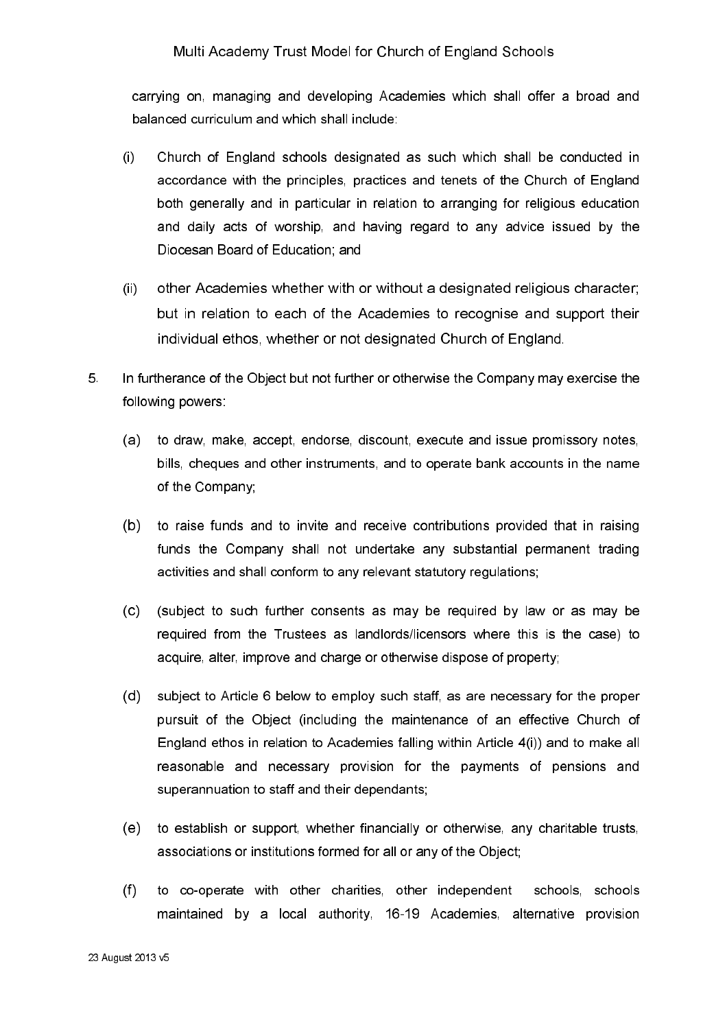carrying on, managing and developing Academies which shall offer a broad and balanced curriculum and which shall include:

(i) Church of England schools designated as such which shall be conducted in accordance with the principles, practices and tenets of the Church of England both generally and in particular in relation to arranging for religious education and daily acts of worship, and having regard to any advice issued by the Diocesan Board of Education; and

(ii) other Academies whether with or without a designated religious character; but in relation to each of the Academies to recognise and support their individual ethos, whether or not designated Church of England.

5. In furtherance of the Object but not further or otherwise the Company may exercise the following powers:

(a) to draw, make, accept, endorse, discount, execute and issue promissory notes, bills, cheques and other instruments, and to operate bank accounts in the name of the Company;

(b) to raise funds and to invite and receive contributions provided that in raising funds the Company shall not undertake any substantial permanent trading activities and shall conform to any relevant statutory regulations;

(c) (subject to such further consents as may be required by law or as may be required from the Trustees as landlords/licensors where this is the case) to acquire, alter, improve and charge or otherwise dispose of property;

(d) subject to Article 6 below to employ such staff, as are necessary for the proper pursuit of the Object (including the maintenance of an effective Church of England ethos in relation to Academies falling within Article 4(i)) and to make all reasonable and necessary provision for the payments of pensions and superannuation to staff and their dependants;

(e) to establish or support, whether financially or otherwise, any charitable trusts, associations or institutions formed for all or any of the Object;

(f) to co-operate with other charities, other independent schools, schools maintained by a local authority, 16-19 Academies, alternative provision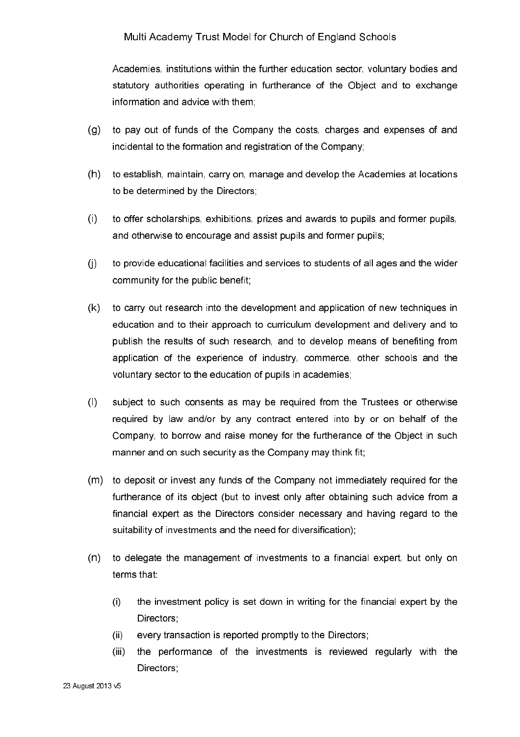Academies, institutions within the further education sector, voluntary bodies and statutory authorities operating in furtherance of the Object and to exchange information and advice with them;

(g) to pay out of funds of the Company the costs, charges and expenses of and incidental to the formation and registration of the Company;

(h) to establish, maintain, carry on, manage and develop the Academies at locations to be determined by the Directors;

(i) to offer scholarships, exhibitions, prizes and awards to pupils and former pupils, and otherwise to encourage and assist pupils and former pupils;

(j) to provide educational facilities and services to students of all ages and the wider community for the public benefit;

(k) to carry out research into the development and application of new techniques in education and to their approach to curriculum development and delivery and to publish the results of such research, and to develop means of benefiting from application of the experience of industry, commerce, other schools and the voluntary sector to the education of pupils in academies;

(l) subject to such consents as may be required from the Trustees or otherwise required by law and/or by any contract entered into by or on behalf of the Company, to borrow and raise money for the furtherance of the Object in such manner and on such security as the Company may think fit;

(m) to deposit or invest any funds of the Company not immediately required for the furtherance of its object (but to invest only after obtaining such advice from a financial expert as the Directors consider necessary and having regard to the suitability of investments and the need for diversification);

(n) to delegate the management of investments to a financial expert, but only on terms that:

   (i) the investment policy is set down in writing for the financial expert by the Directors;

   (ii) every transaction is reported promptly to the Directors;

   (iii) the performance of the investments is reviewed regularly with the Directors;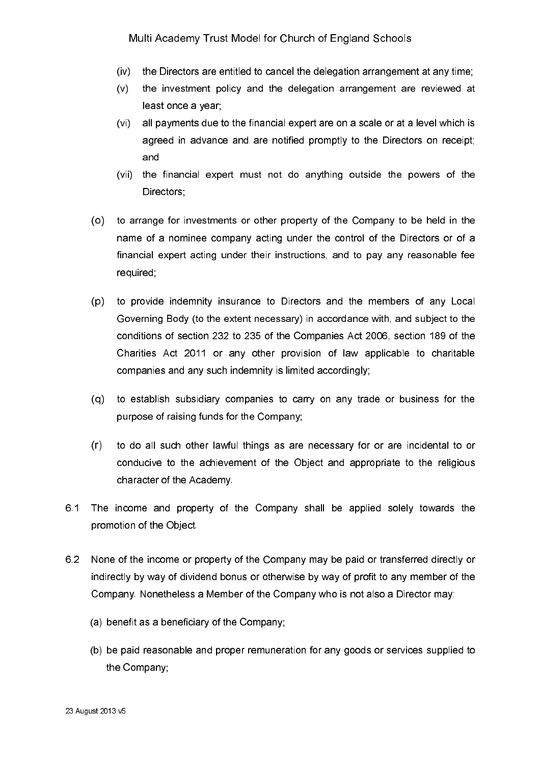(iv) the Directors are entitled to cancel the delegation arrangement at any time;

(v) the investment policy and the delegation arrangement are reviewed at least once a year;

(vi) all payments due to the financial expert are on a scale or at a level which is agreed in advance and are notified promptly to the Directors on receipt; and

(vii) the financial expert must not do anything outside the powers of the Directors;

(o) to arrange for investments or other property of the Company to be held in the name of a nominee company acting under the control of the Directors or of a financial expert acting under their instructions, and to pay any reasonable fee required;

(p) to provide indemnity insurance to Directors and the members of any Local Governing Body (to the extent necessary) in accordance with, and subject to the conditions of section 232 to 235 of the Companies Act 2006, section 189 of the Charities Act 2011 or any other provision of law applicable to charitable companies and any such indemnity is limited accordingly;

(q) to establish subsidiary companies to carry on any trade or business for the purpose of raising funds for the Company;

(r) to do all such other lawful things as are necessary for or are incidental to or conducive to the achievement of the Object and appropriate to the religious character of the Academy.

6.1 The income and property of the Company shall be applied solely towards the promotion of the Object.

6.2 None of the income or property of the Company may be paid or transferred directly or indirectly by way of dividend bonus or otherwise by way of profit to any member of the Company. Nonetheless a Member of the Company who is not also a Director may:

(a) benefit as a beneficiary of the Company;

(b) be paid reasonable and proper remuneration for any goods or services supplied to the Company;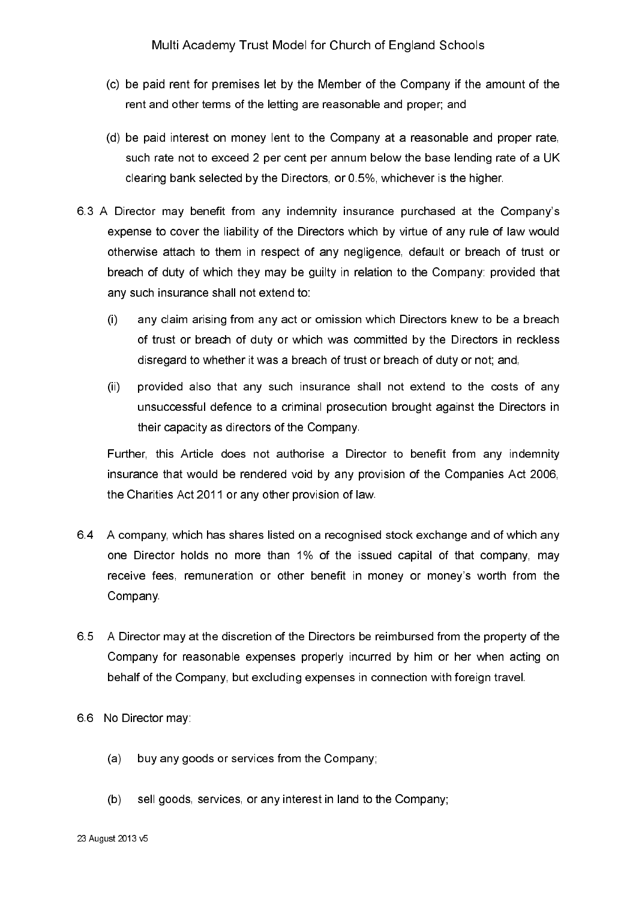(c) be paid rent for premises let by the Member of the Company if the amount of the rent and other terms of the letting are reasonable and proper; and

(d) be paid interest on money lent to the Company at a reasonable and proper rate, such rate not to exceed 2 per cent per annum below the base lending rate of a UK clearing bank selected by the Directors, or 0.5%, whichever is the higher.

6.3 A Director may benefit from any indemnity insurance purchased at the Company's expense to cover the liability of the Directors which by virtue of any rule of law would otherwise attach to them in respect of any negligence, default or breach of trust or breach of duty of which they may be guilty in relation to the Company: provided that any such insurance shall not extend to:

(i) any claim arising from any act or omission which Directors knew to be a breach of trust or breach of duty or which was committed by the Directors in reckless disregard to whether it was a breach of trust or breach of duty or not; and,

(ii) provided also that any such insurance shall not extend to the costs of any unsuccessful defence to a criminal prosecution brought against the Directors in their capacity as directors of the Company.

Further, this Article does not authorise a Director to benefit from any indemnity insurance that would be rendered void by any provision of the Companies Act 2006, the Charities Act 2011 or any other provision of law.

6.4 A company, which has shares listed on a recognised stock exchange and of which any one Director holds no more than 1% of the issued capital of that company, may receive fees, remuneration or other benefit in money or money's worth from the Company.

6.5 A Director may at the discretion of the Directors be reimbursed from the property of the Company for reasonable expenses properly incurred by him or her when acting on behalf of the Company, but excluding expenses in connection with foreign travel.

6.6 No Director may:

(a) buy any goods or services from the Company;

(b) sell goods, services, or any interest in land to the Company;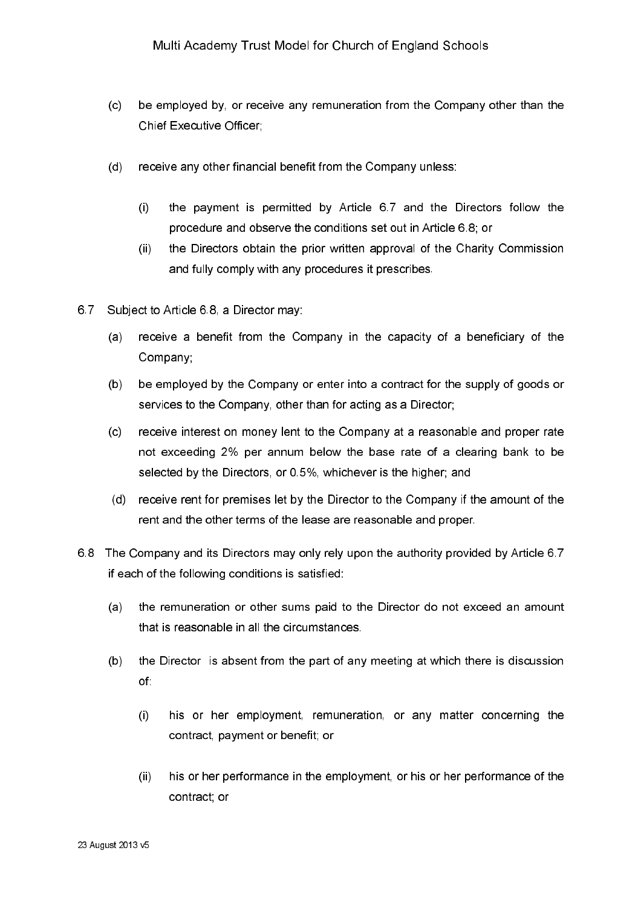(c) be employed by, or receive any remuneration from the Company other than the Chief Executive Officer;

(d) receive any other financial benefit from the Company unless:

   (i) the payment is permitted by Article 6.7 and the Directors follow the procedure and observe the conditions set out in Article 6.8; or

   (ii) the Directors obtain the prior written approval of the Charity Commission and fully comply with any procedures it prescribes.

6.7 Subject to Article 6.8, a Director may:

(a) receive a benefit from the Company in the capacity of a beneficiary of the Company;

(b) be employed by the Company or enter into a contract for the supply of goods or services to the Company, other than for acting as a Director;

(c) receive interest on money lent to the Company at a reasonable and proper rate not exceeding 2% per annum below the base rate of a clearing bank to be selected by the Directors, or 0.5%, whichever is the higher; and

(d) receive rent for premises let by the Director to the Company if the amount of the rent and the other terms of the lease are reasonable and proper.

6.8 The Company and its Directors may only rely upon the authority provided by Article 6.7 if each of the following conditions is satisfied:

(a) the remuneration or other sums paid to the Director do not exceed an amount that is reasonable in all the circumstances.

(b) the Director is absent from the part of any meeting at which there is discussion of:

   (i) his or her employment, remuneration, or any matter concerning the contract, payment or benefit; or

   (ii) his or her performance in the employment, or his or her performance of the contract; or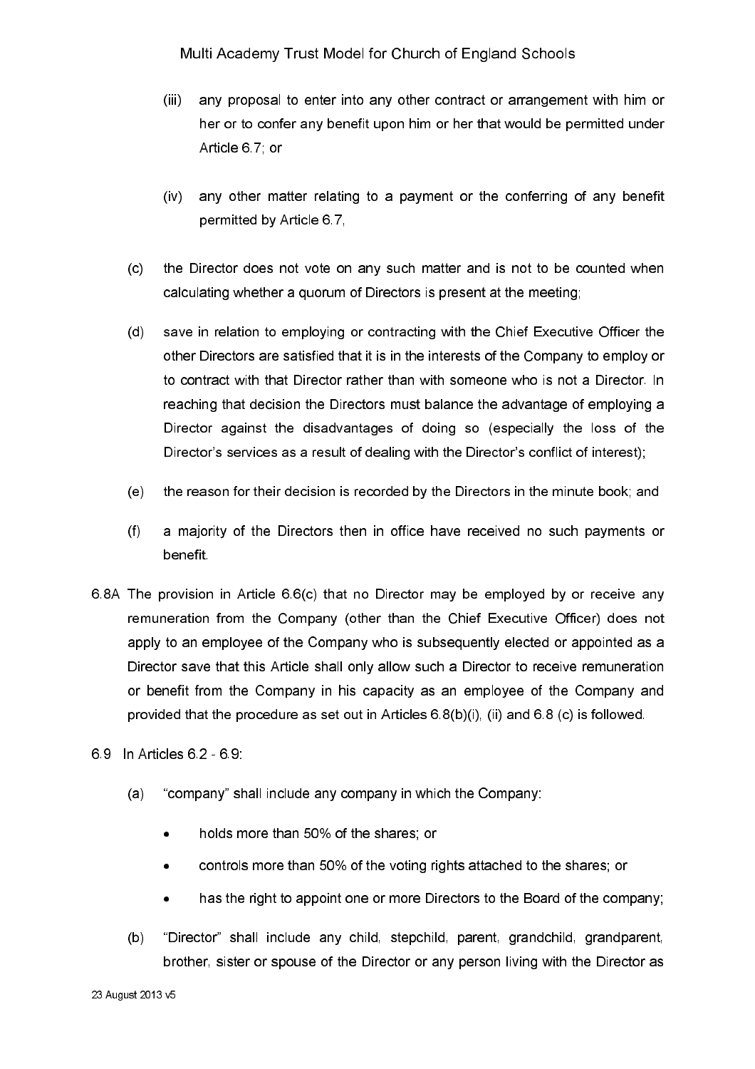(iii) any proposal to enter into any other contract or arrangement with him or her or to confer any benefit upon him or her that would be permitted under Article 6.7; or

(iv) any other matter relating to a payment or the conferring of any benefit permitted by Article 6.7,

(c) the Director does not vote on any such matter and is not to be counted when calculating whether a quorum of Directors is present at the meeting;

(d) save in relation to employing or contracting with the Chief Executive Officer the other Directors are satisfied that it is in the interests of the Company to employ or to contract with that Director rather than with someone who is not a Director. In reaching that decision the Directors must balance the advantage of employing a Director against the disadvantages of doing so (especially the loss of the Director's services as a result of dealing with the Director's conflict of interest);

(e) the reason for their decision is recorded by the Directors in the minute book; and

(f) a majority of the Directors then in office have received no such payments or benefit.

6.8A The provision in Article 6.6(c) that no Director may be employed by or receive any remuneration from the Company (other than the Chief Executive Officer) does not apply to an employee of the Company who is subsequently elected or appointed as a Director save that this Article shall only allow such a Director to receive remuneration or benefit from the Company in his capacity as an employee of the Company and provided that the procedure as set out in Articles 6.8(b)(i), (ii) and 6.8 (c) is followed.

6.9 In Articles 6.2 - 6.9:

(a) "company" shall include any company in which the Company:

- holds more than 50% of the shares; or
- controls more than 50% of the voting rights attached to the shares; or
- has the right to appoint one or more Directors to the Board of the company;

(b) "Director" shall include any child, stepchild, parent, grandchild, grandparent, brother, sister or spouse of the Director or any person living with the Director as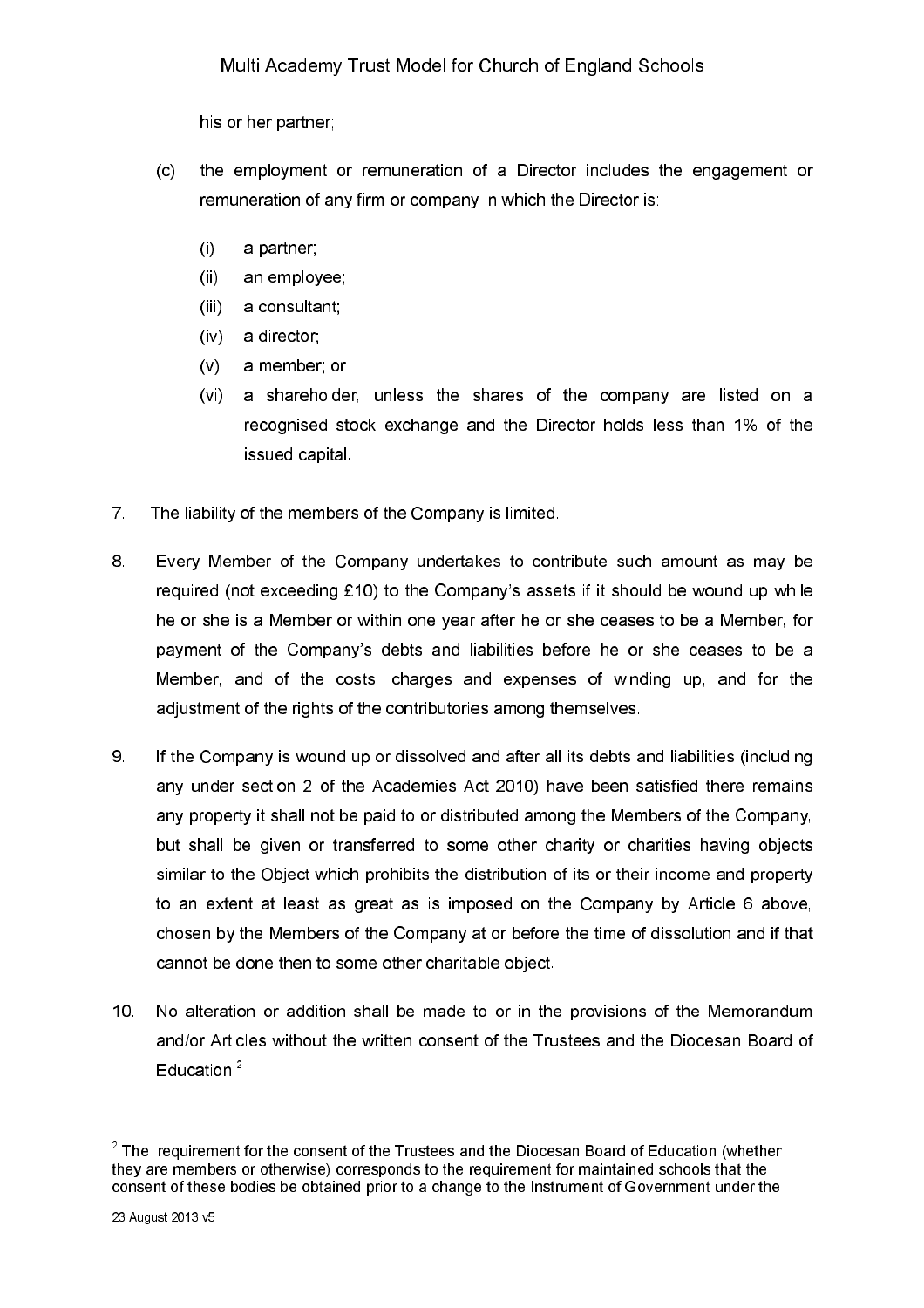his or her partner;

(c) the employment or remuneration of a Director includes the engagement or remuneration of any firm or company in which the Director is:

   (i) a partner;
   (ii) an employee;
   (iii) a consultant;
   (iv) a director;
   (v) a member; or
   (vi) a shareholder, unless the shares of the company are listed on a recognised stock exchange and the Director holds less than 1% of the issued capital.

7. The liability of the members of the Company is limited.

8. Every Member of the Company undertakes to contribute such amount as may be required (not exceeding £10) to the Company's assets if it should be wound up while he or she is a Member or within one year after he or she ceases to be a Member, for payment of the Company's debts and liabilities before he or she ceases to be a Member, and of the costs, charges and expenses of winding up, and for the adjustment of the rights of the contributories among themselves.

9. If the Company is wound up or dissolved and after all its debts and liabilities (including any under section 2 of the Academies Act 2010) have been satisfied there remains any property it shall not be paid to or distributed among the Members of the Company, but shall be given or transferred to some other charity or charities having objects similar to the Object which prohibits the distribution of its or their income and property to an extent at least as great as is imposed on the Company by Article 6 above, chosen by the Members of the Company at or before the time of dissolution and if that cannot be done then to some other charitable object.

10. No alteration or addition shall be made to or in the provisions of the Memorandum and/or Articles without the written consent of the Trustees and the Diocesan Board of Education.[2]

---

[2] The requirement for the consent of the Trustees and the Diocesan Board of Education (whether they are members or otherwise) corresponds to the requirement for maintained schools that the consent of these bodies be obtained prior to a change to the Instrument of Government under the

23 August 2013 v5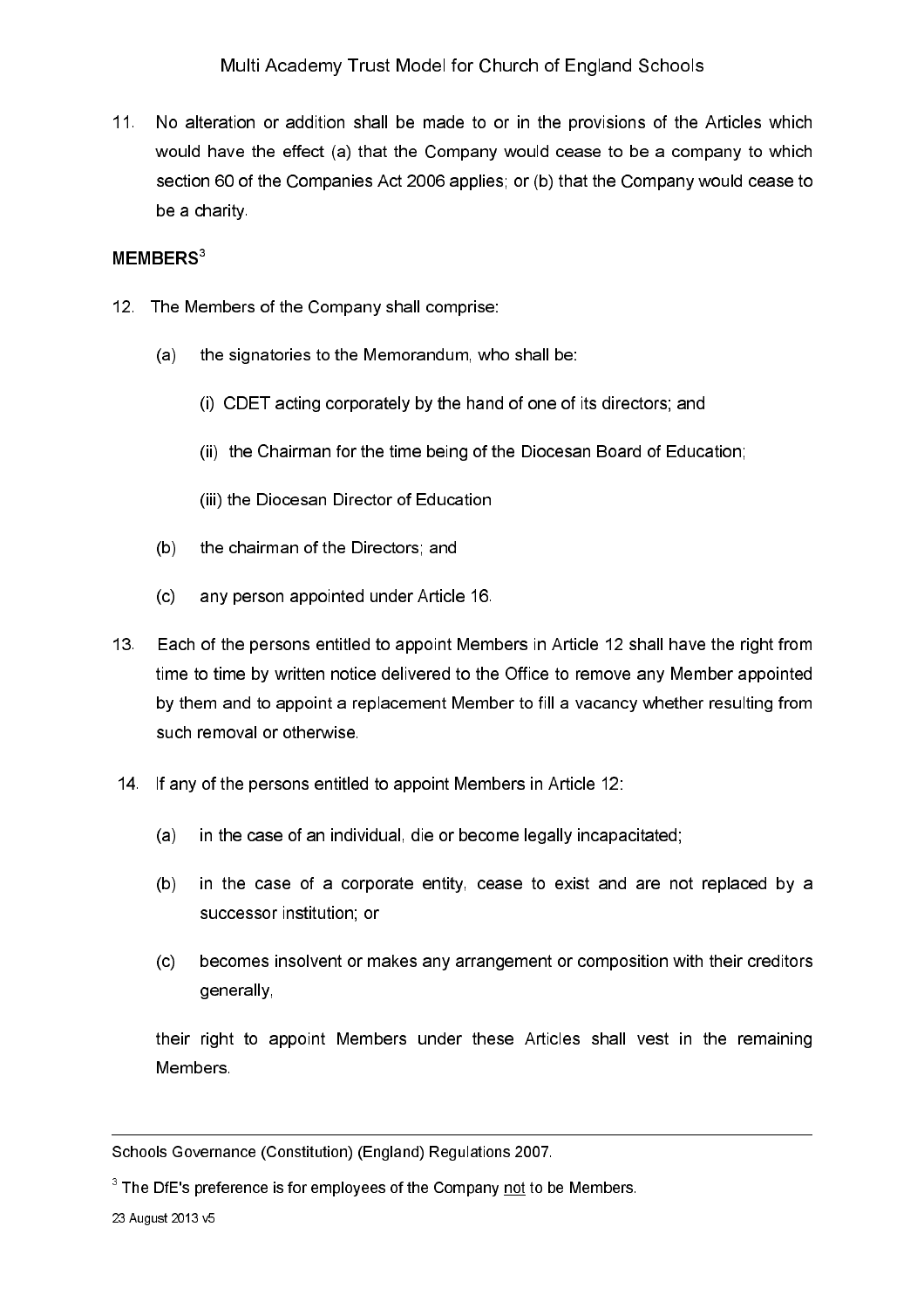11. No alteration or addition shall be made to or in the provisions of the Articles which would have the effect (a) that the Company would cease to be a company to which section 60 of the Companies Act 2006 applies; or (b) that the Company would cease to be a charity.

**MEMBERS**[3]

12. The Members of the Company shall comprise:

    (a) the signatories to the Memorandum, who shall be:

        (i) CDET acting corporately by the hand of one of its directors; and

        (ii) the Chairman for the time being of the Diocesan Board of Education;

        (iii) the Diocesan Director of Education

    (b) the chairman of the Directors; and

    (c) any person appointed under Article 16.

13. Each of the persons entitled to appoint Members in Article 12 shall have the right from time to time by written notice delivered to the Office to remove any Member appointed by them and to appoint a replacement Member to fill a vacancy whether resulting from such removal or otherwise.

14. If any of the persons entitled to appoint Members in Article 12:

    (a) in the case of an individual, die or become legally incapacitated;

    (b) in the case of a corporate entity, cease to exist and are not replaced by a successor institution; or

    (c) becomes insolvent or makes any arrangement or composition with their creditors generally,

    their right to appoint Members under these Articles shall vest in the remaining Members.

---

Schools Governance (Constitution) (England) Regulations 2007.

[3] The DfE's preference is for employees of the Company not to be Members.

23 August 2013 v5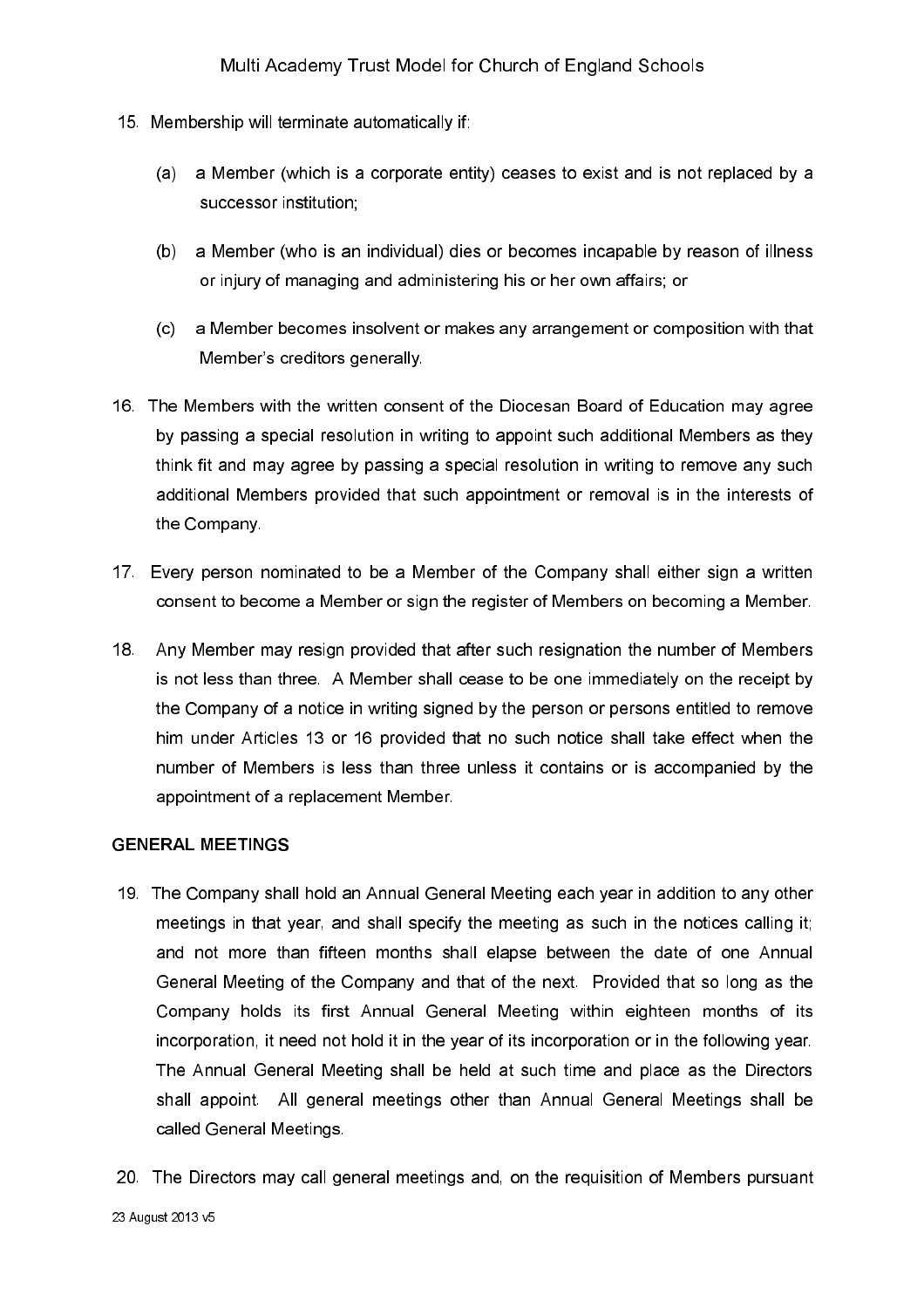15. Membership will terminate automatically if:

    (a) a Member (which is a corporate entity) ceases to exist and is not replaced by a successor institution;

    (b) a Member (who is an individual) dies or becomes incapable by reason of illness or injury of managing and administering his or her own affairs; or

    (c) a Member becomes insolvent or makes any arrangement or composition with that Member's creditors generally.

16. The Members with the written consent of the Diocesan Board of Education may agree by passing a special resolution in writing to appoint such additional Members as they think fit and may agree by passing a special resolution in writing to remove any such additional Members provided that such appointment or removal is in the interests of the Company.

17. Every person nominated to be a Member of the Company shall either sign a written consent to become a Member or sign the register of Members on becoming a Member.

18. Any Member may resign provided that after such resignation the number of Members is not less than three. A Member shall cease to be one immediately on the receipt by the Company of a notice in writing signed by the person or persons entitled to remove him under Articles 13 or 16 provided that no such notice shall take effect when the number of Members is less than three unless it contains or is accompanied by the appointment of a replacement Member.

## GENERAL MEETINGS

19. The Company shall hold an Annual General Meeting each year in addition to any other meetings in that year, and shall specify the meeting as such in the notices calling it; and not more than fifteen months shall elapse between the date of one Annual General Meeting of the Company and that of the next. Provided that so long as the Company holds its first Annual General Meeting within eighteen months of its incorporation, it need not hold it in the year of its incorporation or in the following year. The Annual General Meeting shall be held at such time and place as the Directors shall appoint. All general meetings other than Annual General Meetings shall be called General Meetings.

20. The Directors may call general meetings and, on the requisition of Members pursuant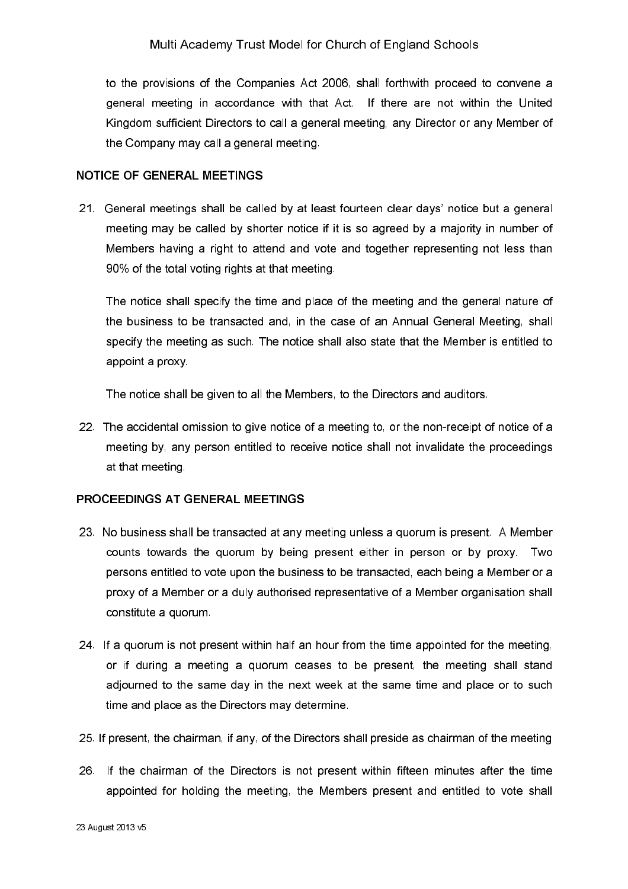to the provisions of the Companies Act 2006, shall forthwith proceed to convene a general meeting in accordance with that Act. If there are not within the United Kingdom sufficient Directors to call a general meeting, any Director or any Member of the Company may call a general meeting.

## NOTICE OF GENERAL MEETINGS

21. General meetings shall be called by at least fourteen clear days' notice but a general meeting may be called by shorter notice if it is so agreed by a majority in number of Members having a right to attend and vote and together representing not less than 90% of the total voting rights at that meeting.

    The notice shall specify the time and place of the meeting and the general nature of the business to be transacted and, in the case of an Annual General Meeting, shall specify the meeting as such. The notice shall also state that the Member is entitled to appoint a proxy.

    The notice shall be given to all the Members, to the Directors and auditors.

22. The accidental omission to give notice of a meeting to, or the non-receipt of notice of a meeting by, any person entitled to receive notice shall not invalidate the proceedings at that meeting.

## PROCEEDINGS AT GENERAL MEETINGS

23. No business shall be transacted at any meeting unless a quorum is present. A Member counts towards the quorum by being present either in person or by proxy. Two persons entitled to vote upon the business to be transacted, each being a Member or a proxy of a Member or a duly authorised representative of a Member organisation shall constitute a quorum.

24. If a quorum is not present within half an hour from the time appointed for the meeting, or if during a meeting a quorum ceases to be present, the meeting shall stand adjourned to the same day in the next week at the same time and place or to such time and place as the Directors may determine.

25. If present, the chairman, if any, of the Directors shall preside as chairman of the meeting

26. If the chairman of the Directors is not present within fifteen minutes after the time appointed for holding the meeting, the Members present and entitled to vote shall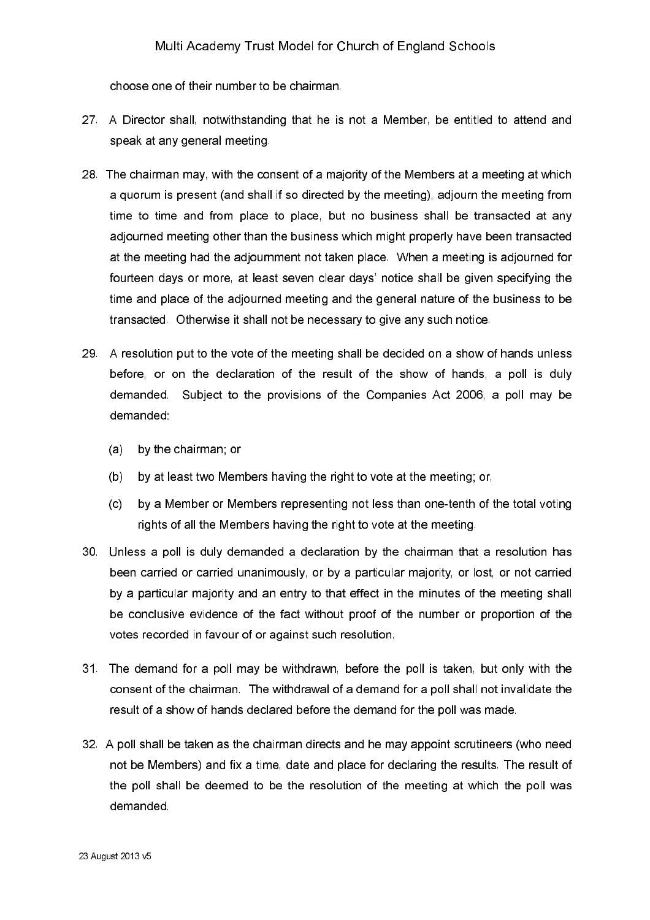choose one of their number to be chairman.

27. A Director shall, notwithstanding that he is not a Member, be entitled to attend and speak at any general meeting.

28. The chairman may, with the consent of a majority of the Members at a meeting at which a quorum is present (and shall if so directed by the meeting), adjourn the meeting from time to time and from place to place, but no business shall be transacted at any adjourned meeting other than the business which might properly have been transacted at the meeting had the adjournment not taken place. When a meeting is adjourned for fourteen days or more, at least seven clear days' notice shall be given specifying the time and place of the adjourned meeting and the general nature of the business to be transacted. Otherwise it shall not be necessary to give any such notice.

29. A resolution put to the vote of the meeting shall be decided on a show of hands unless before, or on the declaration of the result of the show of hands, a poll is duly demanded. Subject to the provisions of the Companies Act 2006, a poll may be demanded:

    (a) by the chairman; or

    (b) by at least two Members having the right to vote at the meeting; or,

    (c) by a Member or Members representing not less than one-tenth of the total voting rights of all the Members having the right to vote at the meeting.

30. Unless a poll is duly demanded a declaration by the chairman that a resolution has been carried or carried unanimously, or by a particular majority, or lost, or not carried by a particular majority and an entry to that effect in the minutes of the meeting shall be conclusive evidence of the fact without proof of the number or proportion of the votes recorded in favour of or against such resolution.

31. The demand for a poll may be withdrawn, before the poll is taken, but only with the consent of the chairman. The withdrawal of a demand for a poll shall not invalidate the result of a show of hands declared before the demand for the poll was made.

32. A poll shall be taken as the chairman directs and he may appoint scrutineers (who need not be Members) and fix a time, date and place for declaring the results. The result of the poll shall be deemed to be the resolution of the meeting at which the poll was demanded.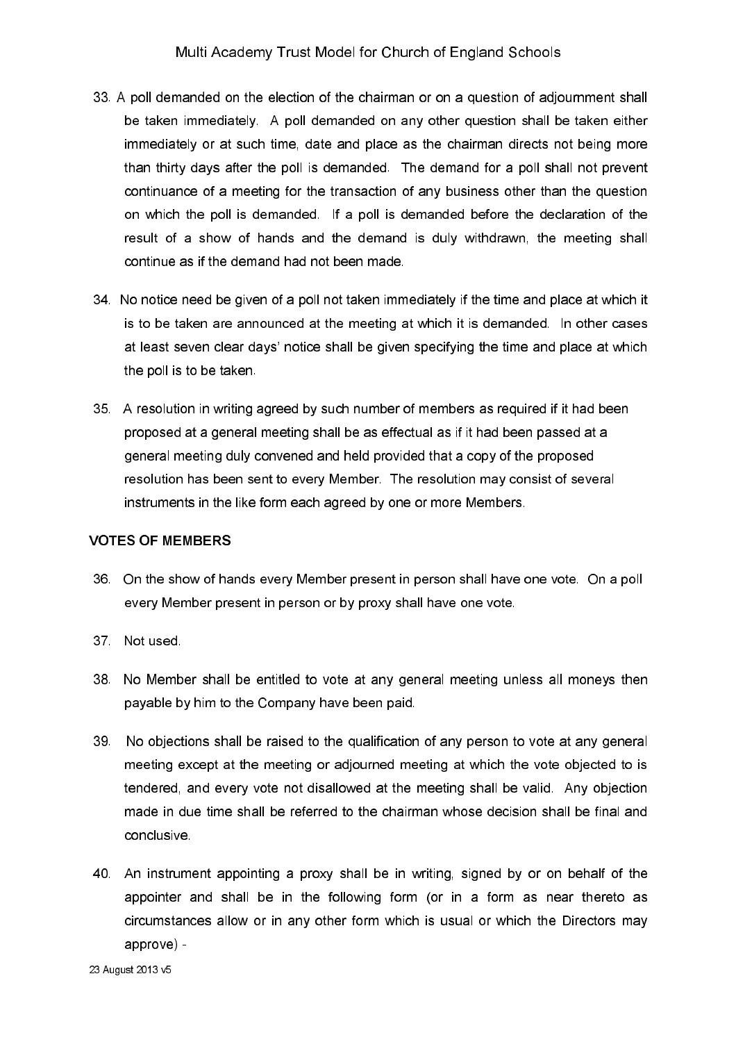33. A poll demanded on the election of the chairman or on a question of adjournment shall be taken immediately. A poll demanded on any other question shall be taken either immediately or at such time, date and place as the chairman directs not being more than thirty days after the poll is demanded. The demand for a poll shall not prevent continuance of a meeting for the transaction of any business other than the question on which the poll is demanded. If a poll is demanded before the declaration of the result of a show of hands and the demand is duly withdrawn, the meeting shall continue as if the demand had not been made.

34. No notice need be given of a poll not taken immediately if the time and place at which it is to be taken are announced at the meeting at which it is demanded. In other cases at least seven clear days' notice shall be given specifying the time and place at which the poll is to be taken.

35. A resolution in writing agreed by such number of members as required if it had been proposed at a general meeting shall be as effectual as if it had been passed at a general meeting duly convened and held provided that a copy of the proposed resolution has been sent to every Member. The resolution may consist of several instruments in the like form each agreed by one or more Members.

**VOTES OF MEMBERS**

36. On the show of hands every Member present in person shall have one vote. On a poll every Member present in person or by proxy shall have one vote.

37. Not used.

38. No Member shall be entitled to vote at any general meeting unless all moneys then payable by him to the Company have been paid.

39. No objections shall be raised to the qualification of any person to vote at any general meeting except at the meeting or adjourned meeting at which the vote objected to is tendered, and every vote not disallowed at the meeting shall be valid. Any objection made in due time shall be referred to the chairman whose decision shall be final and conclusive.

40. An instrument appointing a proxy shall be in writing, signed by or on behalf of the appointer and shall be in the following form (or in a form as near thereto as circumstances allow or in any other form which is usual or which the Directors may approve) -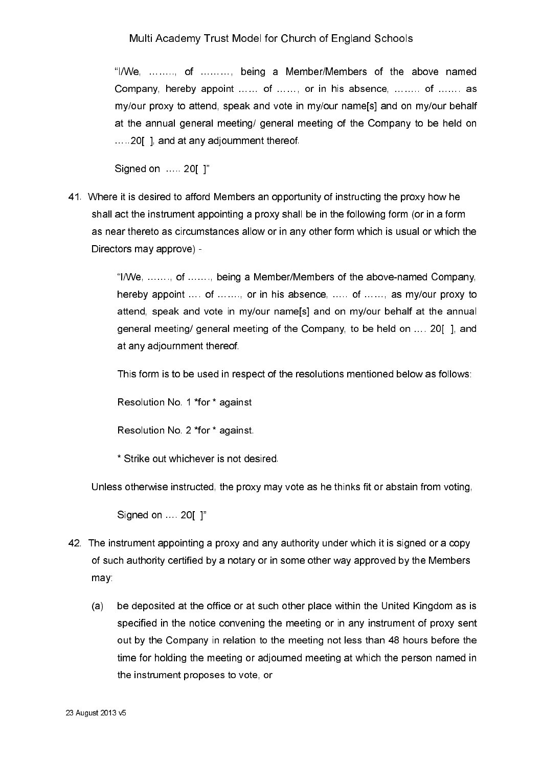"I/We, …….., of ………, being a Member/Members of the above named Company, hereby appoint …… of ……, or in his absence, …….. of ……. as my/our proxy to attend, speak and vote in my/our name[s] and on my/our behalf at the annual general meeting/ general meeting of the Company to be held on …..20[ ], and at any adjournment thereof.

Signed on ….. 20[ ]"

41. Where it is desired to afford Members an opportunity of instructing the proxy how he shall act the instrument appointing a proxy shall be in the following form (or in a form as near thereto as circumstances allow or in any other form which is usual or which the Directors may approve) -

    "I/We, ……., of ……., being a Member/Members of the above-named Company, hereby appoint …. of ……., or in his absence, ….. of ……, as my/our proxy to attend, speak and vote in my/our name[s] and on my/our behalf at the annual general meeting/ general meeting of the Company, to be held on …. 20[ ], and at any adjournment thereof.

    This form is to be used in respect of the resolutions mentioned below as follows:

    Resolution No. 1 *for * against

    Resolution No. 2 *for * against.

    * Strike out whichever is not desired.

    Unless otherwise instructed, the proxy may vote as he thinks fit or abstain from voting,

    Signed on …. 20[ ]"

42. The instrument appointing a proxy and any authority under which it is signed or a copy of such authority certified by a notary or in some other way approved by the Members may:

    (a) be deposited at the office or at such other place within the United Kingdom as is specified in the notice convening the meeting or in any instrument of proxy sent out by the Company in relation to the meeting not less than 48 hours before the time for holding the meeting or adjourned meeting at which the person named in the instrument proposes to vote, or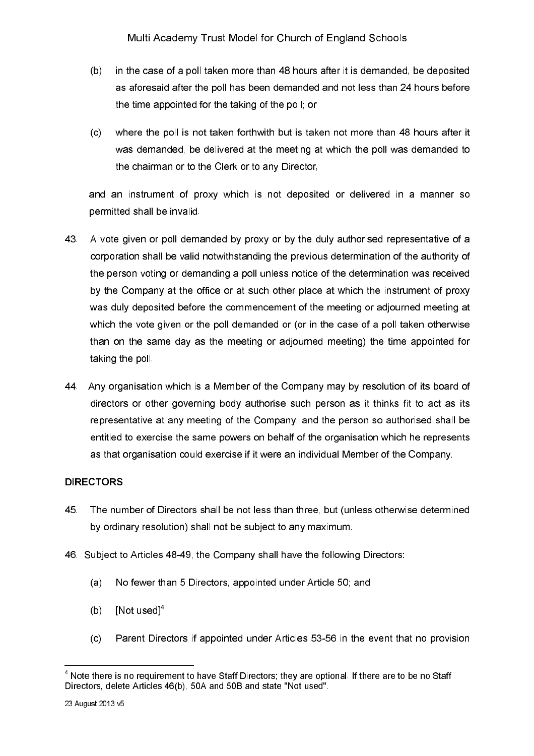(b) in the case of a poll taken more than 48 hours after it is demanded, be deposited as aforesaid after the poll has been demanded and not less than 24 hours before the time appointed for the taking of the poll; or

(c) where the poll is not taken forthwith but is taken not more than 48 hours after it was demanded, be delivered at the meeting at which the poll was demanded to the chairman or to the Clerk or to any Director,

and an instrument of proxy which is not deposited or delivered in a manner so permitted shall be invalid.

43. A vote given or poll demanded by proxy or by the duly authorised representative of a corporation shall be valid notwithstanding the previous determination of the authority of the person voting or demanding a poll unless notice of the determination was received by the Company at the office or at such other place at which the instrument of proxy was duly deposited before the commencement of the meeting or adjourned meeting at which the vote given or the poll demanded or (or in the case of a poll taken otherwise than on the same day as the meeting or adjourned meeting) the time appointed for taking the poll.

44. Any organisation which is a Member of the Company may by resolution of its board of directors or other governing body authorise such person as it thinks fit to act as its representative at any meeting of the Company, and the person so authorised shall be entitled to exercise the same powers on behalf of the organisation which he represents as that organisation could exercise if it were an individual Member of the Company.

**DIRECTORS**

45. The number of Directors shall be not less than three, but (unless otherwise determined by ordinary resolution) shall not be subject to any maximum.

46. Subject to Articles 48-49, the Company shall have the following Directors:

(a) No fewer than 5 Directors, appointed under Article 50; and

(b) [Not used][4]

(c) Parent Directors if appointed under Articles 53-56 in the event that no provision

[4] Note there is no requirement to have Staff Directors; they are optional. If there are to be no Staff Directors, delete Articles 46(b), 50A and 50B and state "Not used".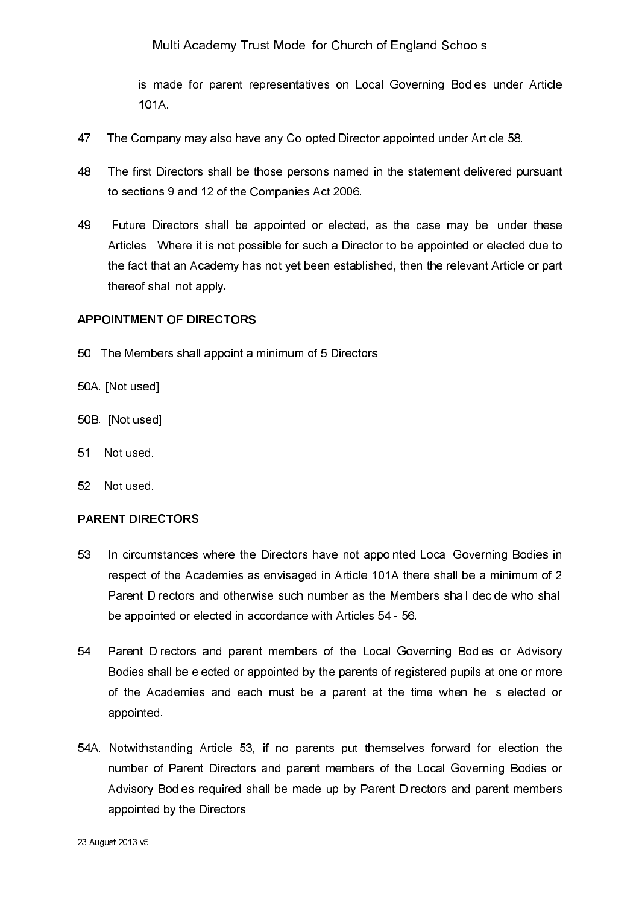is made for parent representatives on Local Governing Bodies under Article 101A.

47. The Company may also have any Co-opted Director appointed under Article 58.

48. The first Directors shall be those persons named in the statement delivered pursuant to sections 9 and 12 of the Companies Act 2006.

49. Future Directors shall be appointed or elected, as the case may be, under these Articles. Where it is not possible for such a Director to be appointed or elected due to the fact that an Academy has not yet been established, then the relevant Article or part thereof shall not apply.

**APPOINTMENT OF DIRECTORS**

50. The Members shall appoint a minimum of 5 Directors.

50A. [Not used]

50B. [Not used]

51. Not used.

52. Not used.

**PARENT DIRECTORS**

53. In circumstances where the Directors have not appointed Local Governing Bodies in respect of the Academies as envisaged in Article 101A there shall be a minimum of 2 Parent Directors and otherwise such number as the Members shall decide who shall be appointed or elected in accordance with Articles 54 - 56.

54. Parent Directors and parent members of the Local Governing Bodies or Advisory Bodies shall be elected or appointed by the parents of registered pupils at one or more of the Academies and each must be a parent at the time when he is elected or appointed.

54A. Notwithstanding Article 53, if no parents put themselves forward for election the number of Parent Directors and parent members of the Local Governing Bodies or Advisory Bodies required shall be made up by Parent Directors and parent members appointed by the Directors.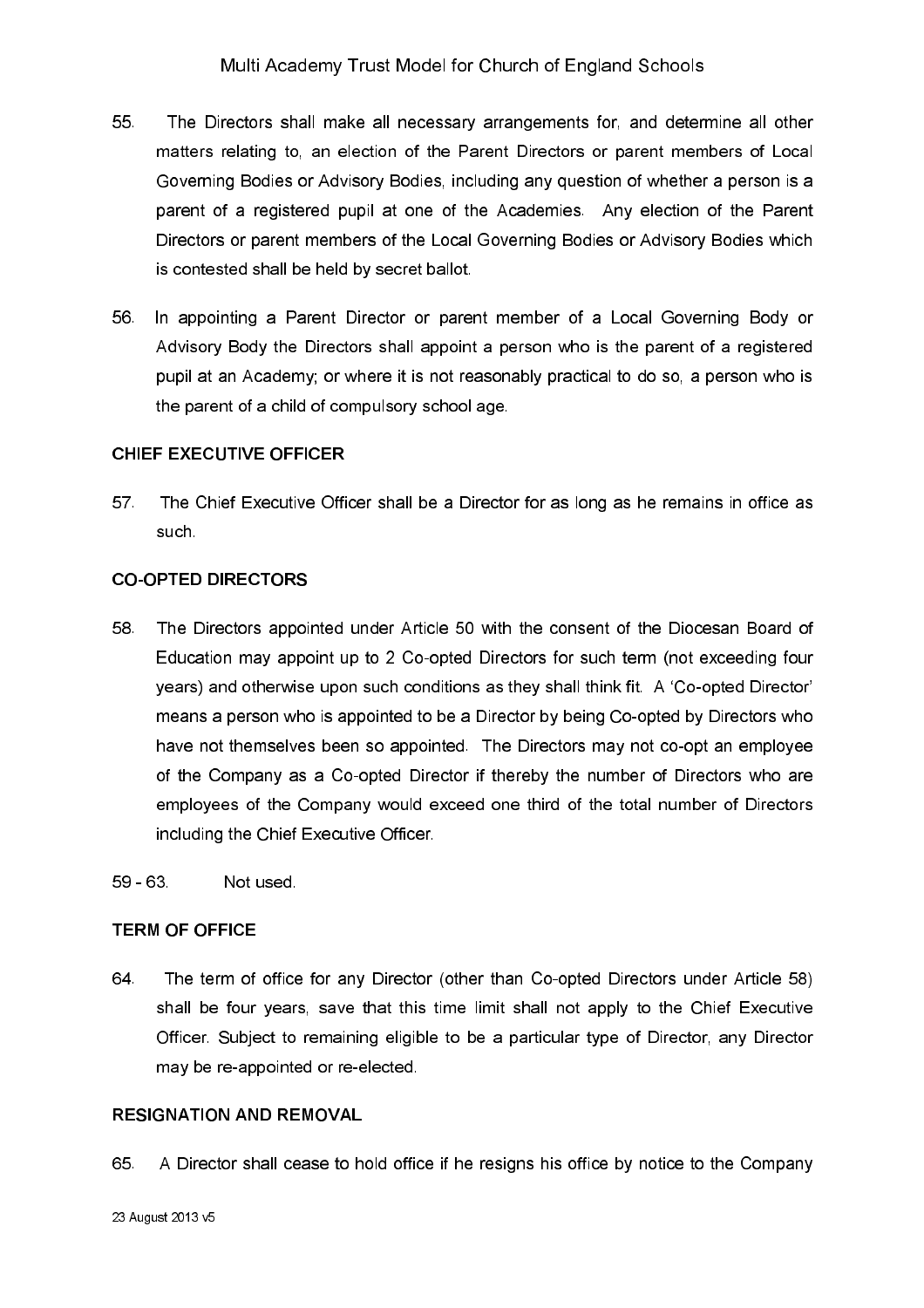55. The Directors shall make all necessary arrangements for, and determine all other matters relating to, an election of the Parent Directors or parent members of Local Governing Bodies or Advisory Bodies, including any question of whether a person is a parent of a registered pupil at one of the Academies. Any election of the Parent Directors or parent members of the Local Governing Bodies or Advisory Bodies which is contested shall be held by secret ballot.

56. In appointing a Parent Director or parent member of a Local Governing Body or Advisory Body the Directors shall appoint a person who is the parent of a registered pupil at an Academy; or where it is not reasonably practical to do so, a person who is the parent of a child of compulsory school age.

## CHIEF EXECUTIVE OFFICER

57. The Chief Executive Officer shall be a Director for as long as he remains in office as such.

## CO-OPTED DIRECTORS

58. The Directors appointed under Article 50 with the consent of the Diocesan Board of Education may appoint up to 2 Co-opted Directors for such term (not exceeding four years) and otherwise upon such conditions as they shall think fit. A 'Co-opted Director' means a person who is appointed to be a Director by being Co-opted by Directors who have not themselves been so appointed. The Directors may not co-opt an employee of the Company as a Co-opted Director if thereby the number of Directors who are employees of the Company would exceed one third of the total number of Directors including the Chief Executive Officer.

59 - 63. Not used.

## TERM OF OFFICE

64. The term of office for any Director (other than Co-opted Directors under Article 58) shall be four years, save that this time limit shall not apply to the Chief Executive Officer. Subject to remaining eligible to be a particular type of Director, any Director may be re-appointed or re-elected.

## RESIGNATION AND REMOVAL

65. A Director shall cease to hold office if he resigns his office by notice to the Company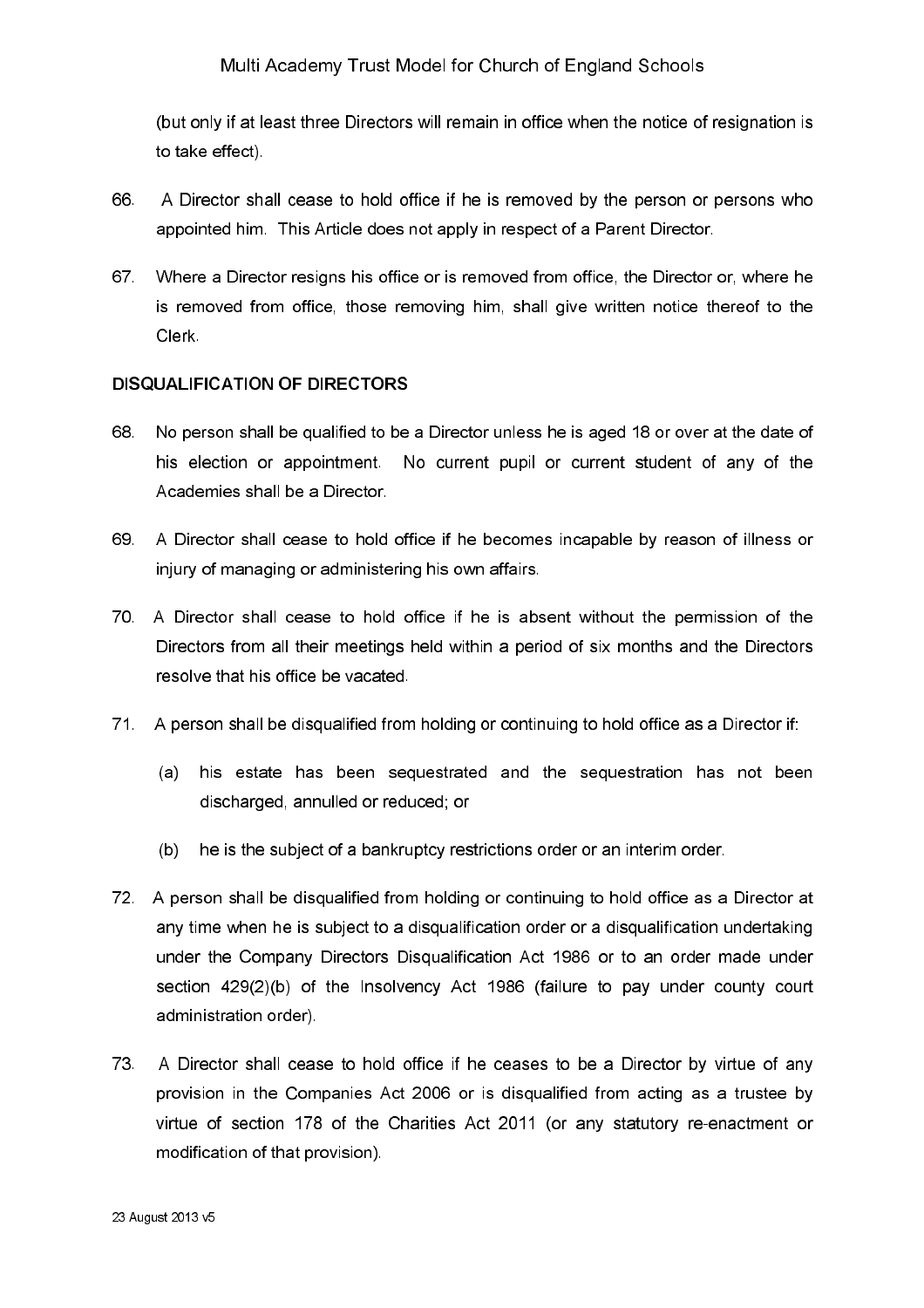(but only if at least three Directors will remain in office when the notice of resignation is to take effect).

66. A Director shall cease to hold office if he is removed by the person or persons who appointed him. This Article does not apply in respect of a Parent Director.

67. Where a Director resigns his office or is removed from office, the Director or, where he is removed from office, those removing him, shall give written notice thereof to the Clerk.

## DISQUALIFICATION OF DIRECTORS

68. No person shall be qualified to be a Director unless he is aged 18 or over at the date of his election or appointment. No current pupil or current student of any of the Academies shall be a Director.

69. A Director shall cease to hold office if he becomes incapable by reason of illness or injury of managing or administering his own affairs.

70. A Director shall cease to hold office if he is absent without the permission of the Directors from all their meetings held within a period of six months and the Directors resolve that his office be vacated.

71. A person shall be disqualified from holding or continuing to hold office as a Director if:

    (a) his estate has been sequestrated and the sequestration has not been discharged, annulled or reduced; or

    (b) he is the subject of a bankruptcy restrictions order or an interim order.

72. A person shall be disqualified from holding or continuing to hold office as a Director at any time when he is subject to a disqualification order or a disqualification undertaking under the Company Directors Disqualification Act 1986 or to an order made under section 429(2)(b) of the Insolvency Act 1986 (failure to pay under county court administration order).

73. A Director shall cease to hold office if he ceases to be a Director by virtue of any provision in the Companies Act 2006 or is disqualified from acting as a trustee by virtue of section 178 of the Charities Act 2011 (or any statutory re-enactment or modification of that provision).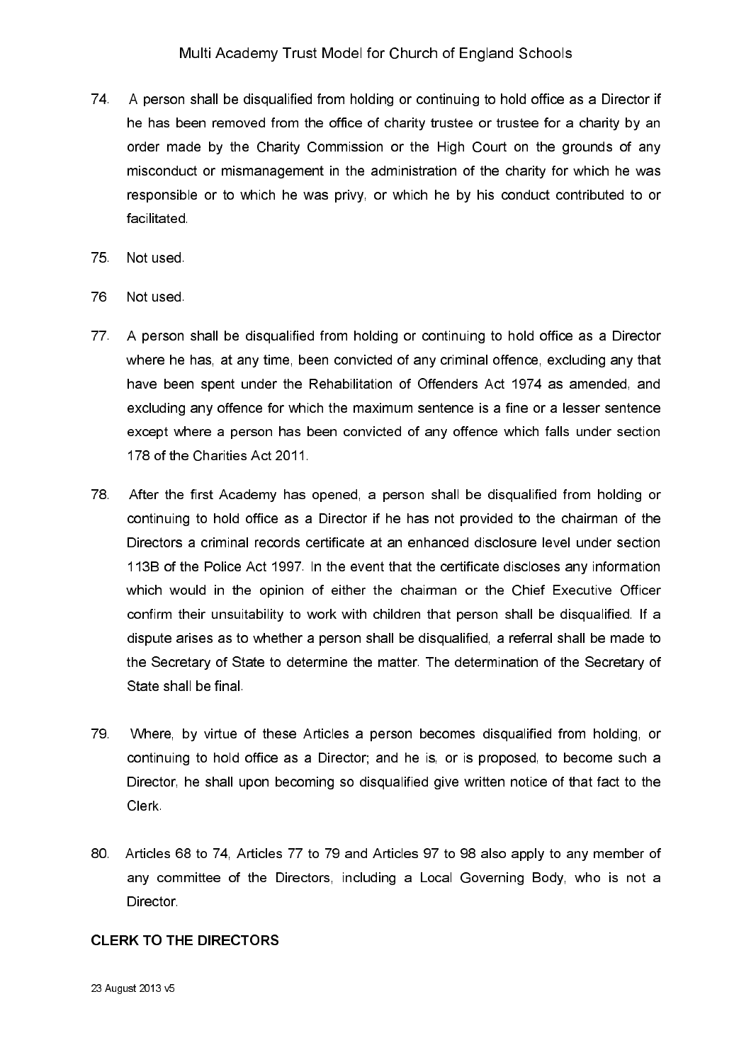74. A person shall be disqualified from holding or continuing to hold office as a Director if he has been removed from the office of charity trustee or trustee for a charity by an order made by the Charity Commission or the High Court on the grounds of any misconduct or mismanagement in the administration of the charity for which he was responsible or to which he was privy, or which he by his conduct contributed to or facilitated.

75. Not used.

76 Not used.

77. A person shall be disqualified from holding or continuing to hold office as a Director where he has, at any time, been convicted of any criminal offence, excluding any that have been spent under the Rehabilitation of Offenders Act 1974 as amended, and excluding any offence for which the maximum sentence is a fine or a lesser sentence except where a person has been convicted of any offence which falls under section 178 of the Charities Act 2011.

78. After the first Academy has opened, a person shall be disqualified from holding or continuing to hold office as a Director if he has not provided to the chairman of the Directors a criminal records certificate at an enhanced disclosure level under section 113B of the Police Act 1997. In the event that the certificate discloses any information which would in the opinion of either the chairman or the Chief Executive Officer confirm their unsuitability to work with children that person shall be disqualified. If a dispute arises as to whether a person shall be disqualified, a referral shall be made to the Secretary of State to determine the matter. The determination of the Secretary of State shall be final.

79. Where, by virtue of these Articles a person becomes disqualified from holding, or continuing to hold office as a Director; and he is, or is proposed, to become such a Director, he shall upon becoming so disqualified give written notice of that fact to the Clerk.

80. Articles 68 to 74, Articles 77 to 79 and Articles 97 to 98 also apply to any member of any committee of the Directors, including a Local Governing Body, who is not a Director.

**CLERK TO THE DIRECTORS**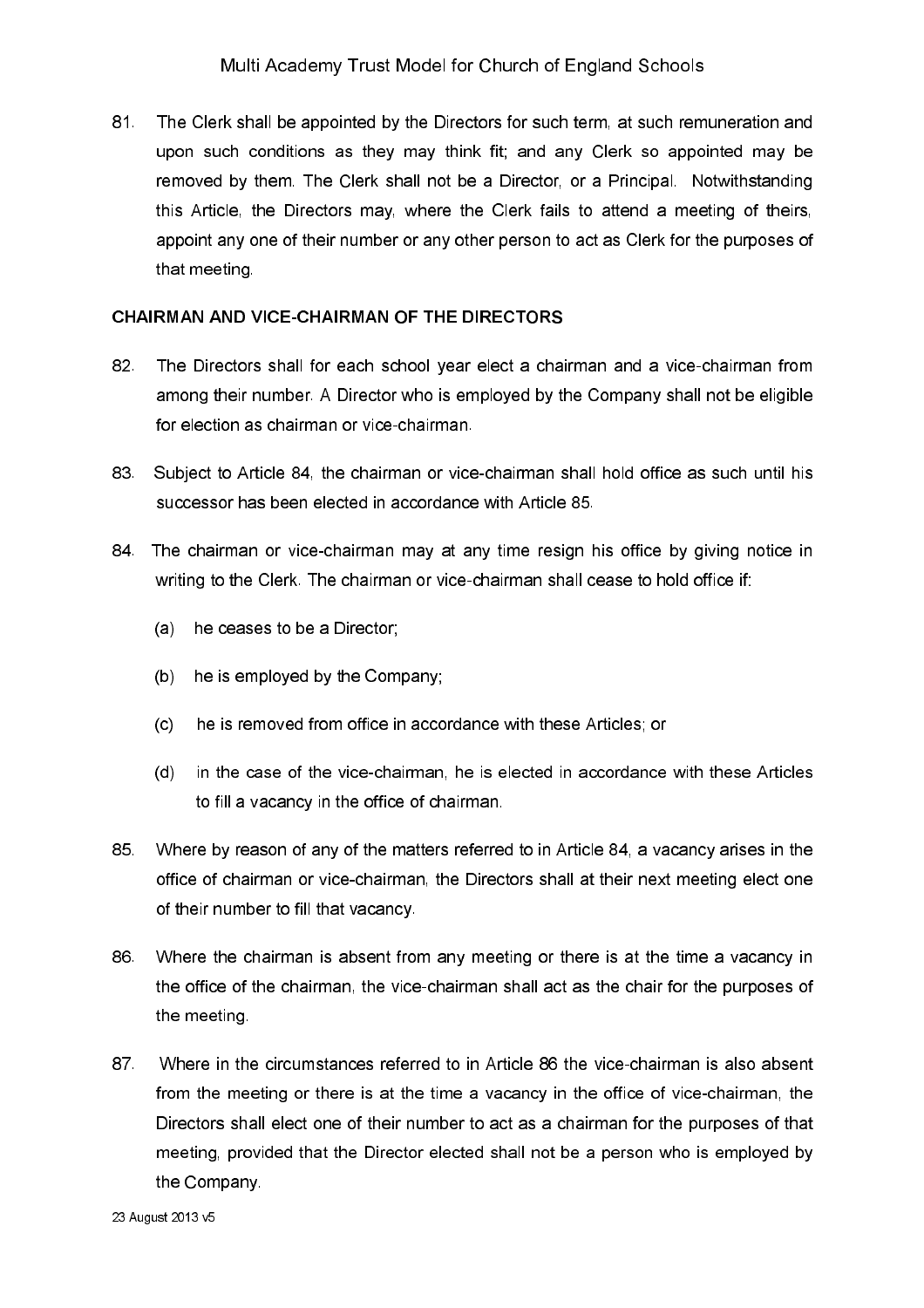81. The Clerk shall be appointed by the Directors for such term, at such remuneration and upon such conditions as they may think fit; and any Clerk so appointed may be removed by them. The Clerk shall not be a Director, or a Principal. Notwithstanding this Article, the Directors may, where the Clerk fails to attend a meeting of theirs, appoint any one of their number or any other person to act as Clerk for the purposes of that meeting.

**CHAIRMAN AND VICE-CHAIRMAN OF THE DIRECTORS**

82. The Directors shall for each school year elect a chairman and a vice-chairman from among their number. A Director who is employed by the Company shall not be eligible for election as chairman or vice-chairman.

83. Subject to Article 84, the chairman or vice-chairman shall hold office as such until his successor has been elected in accordance with Article 85.

84. The chairman or vice-chairman may at any time resign his office by giving notice in writing to the Clerk. The chairman or vice-chairman shall cease to hold office if:

   (a) he ceases to be a Director;

   (b) he is employed by the Company;

   (c) he is removed from office in accordance with these Articles; or

   (d) in the case of the vice-chairman, he is elected in accordance with these Articles to fill a vacancy in the office of chairman.

85. Where by reason of any of the matters referred to in Article 84, a vacancy arises in the office of chairman or vice-chairman, the Directors shall at their next meeting elect one of their number to fill that vacancy.

86. Where the chairman is absent from any meeting or there is at the time a vacancy in the office of the chairman, the vice-chairman shall act as the chair for the purposes of the meeting.

87. Where in the circumstances referred to in Article 86 the vice-chairman is also absent from the meeting or there is at the time a vacancy in the office of vice-chairman, the Directors shall elect one of their number to act as a chairman for the purposes of that meeting, provided that the Director elected shall not be a person who is employed by the Company.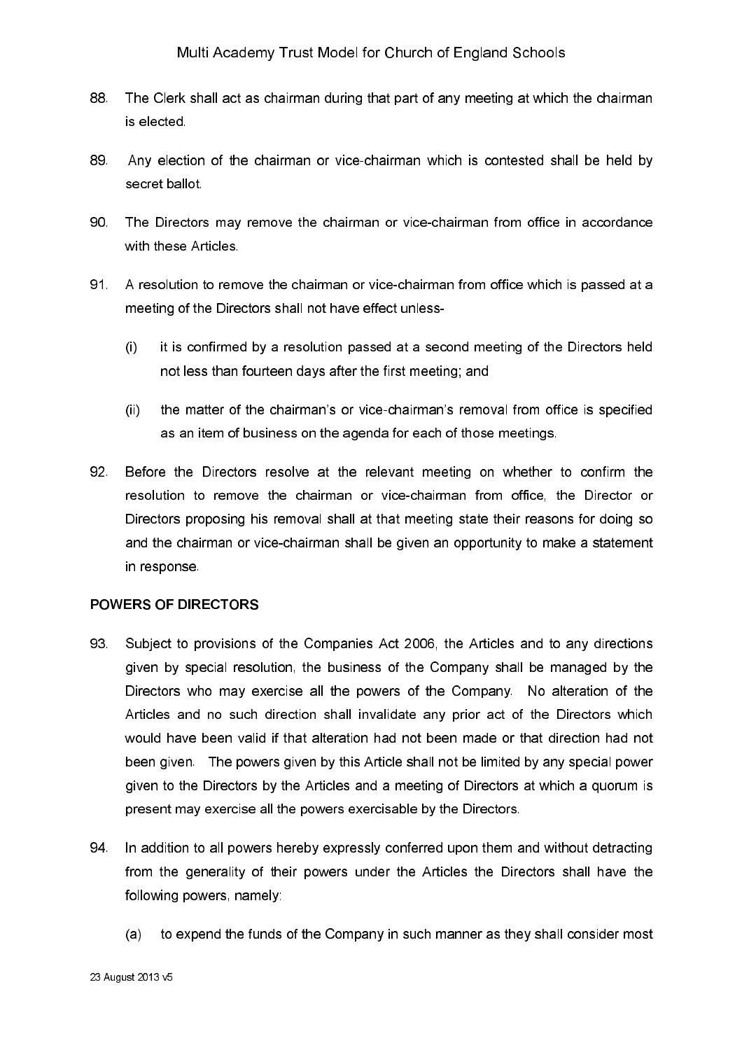88. The Clerk shall act as chairman during that part of any meeting at which the chairman is elected.

89. Any election of the chairman or vice-chairman which is contested shall be held by secret ballot.

90. The Directors may remove the chairman or vice-chairman from office in accordance with these Articles.

91. A resolution to remove the chairman or vice-chairman from office which is passed at a meeting of the Directors shall not have effect unless-

    (i) it is confirmed by a resolution passed at a second meeting of the Directors held not less than fourteen days after the first meeting; and

    (ii) the matter of the chairman's or vice-chairman's removal from office is specified as an item of business on the agenda for each of those meetings.

92. Before the Directors resolve at the relevant meeting on whether to confirm the resolution to remove the chairman or vice-chairman from office, the Director or Directors proposing his removal shall at that meeting state their reasons for doing so and the chairman or vice-chairman shall be given an opportunity to make a statement in response.

## POWERS OF DIRECTORS

93. Subject to provisions of the Companies Act 2006, the Articles and to any directions given by special resolution, the business of the Company shall be managed by the Directors who may exercise all the powers of the Company. No alteration of the Articles and no such direction shall invalidate any prior act of the Directors which would have been valid if that alteration had not been made or that direction had not been given. The powers given by this Article shall not be limited by any special power given to the Directors by the Articles and a meeting of Directors at which a quorum is present may exercise all the powers exercisable by the Directors.

94. In addition to all powers hereby expressly conferred upon them and without detracting from the generality of their powers under the Articles the Directors shall have the following powers, namely:

    (a) to expend the funds of the Company in such manner as they shall consider most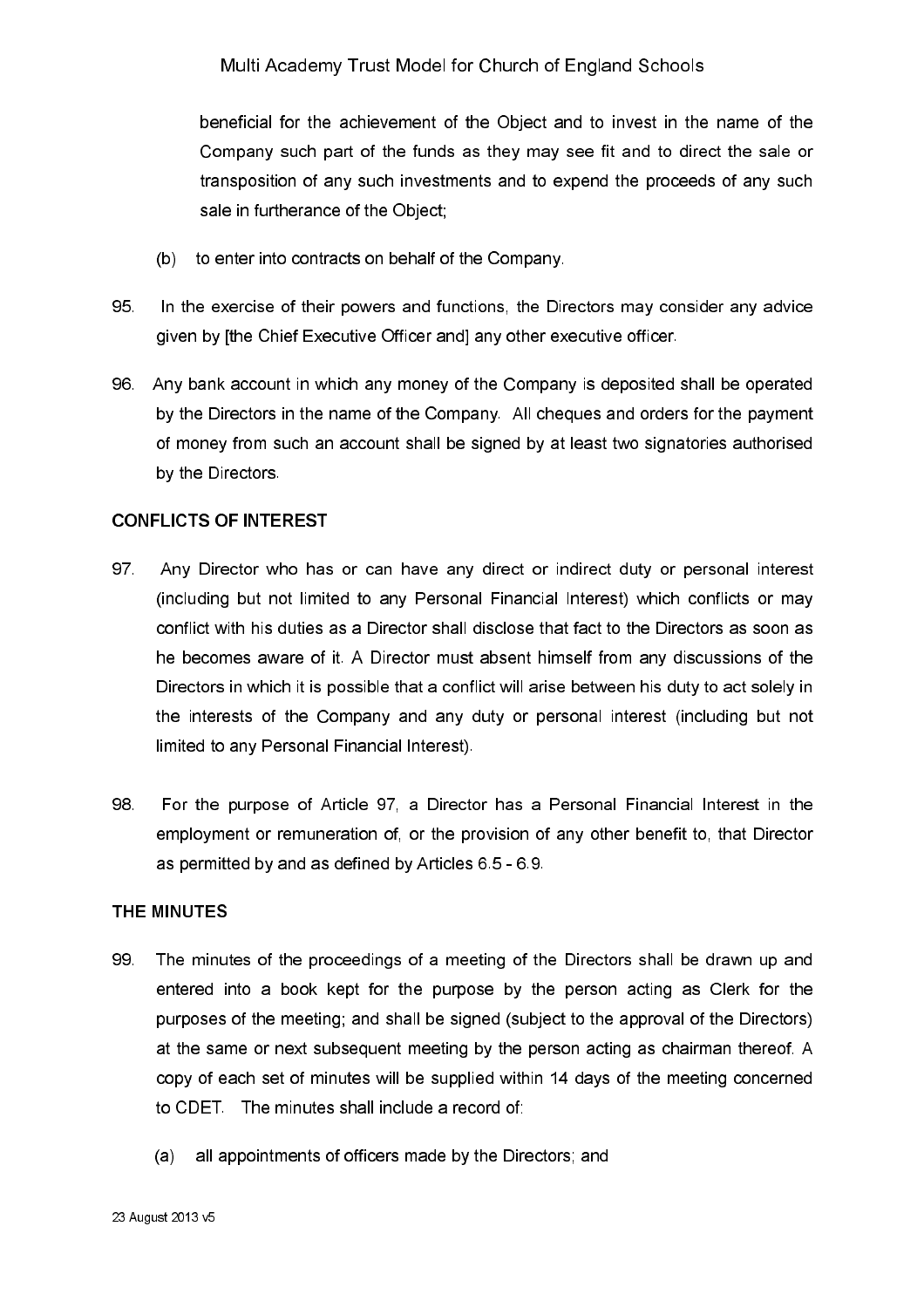beneficial for the achievement of the Object and to invest in the name of the Company such part of the funds as they may see fit and to direct the sale or transposition of any such investments and to expend the proceeds of any such sale in furtherance of the Object;

(b) to enter into contracts on behalf of the Company.

95. In the exercise of their powers and functions, the Directors may consider any advice given by [the Chief Executive Officer and] any other executive officer.

96. Any bank account in which any money of the Company is deposited shall be operated by the Directors in the name of the Company. All cheques and orders for the payment of money from such an account shall be signed by at least two signatories authorised by the Directors.

## CONFLICTS OF INTEREST

97. Any Director who has or can have any direct or indirect duty or personal interest (including but not limited to any Personal Financial Interest) which conflicts or may conflict with his duties as a Director shall disclose that fact to the Directors as soon as he becomes aware of it. A Director must absent himself from any discussions of the Directors in which it is possible that a conflict will arise between his duty to act solely in the interests of the Company and any duty or personal interest (including but not limited to any Personal Financial Interest).

98. For the purpose of Article 97, a Director has a Personal Financial Interest in the employment or remuneration of, or the provision of any other benefit to, that Director as permitted by and as defined by Articles 6.5 - 6.9.

## THE MINUTES

99. The minutes of the proceedings of a meeting of the Directors shall be drawn up and entered into a book kept for the purpose by the person acting as Clerk for the purposes of the meeting; and shall be signed (subject to the approval of the Directors) at the same or next subsequent meeting by the person acting as chairman thereof. A copy of each set of minutes will be supplied within 14 days of the meeting concerned to CDET. The minutes shall include a record of:

    (a) all appointments of officers made by the Directors; and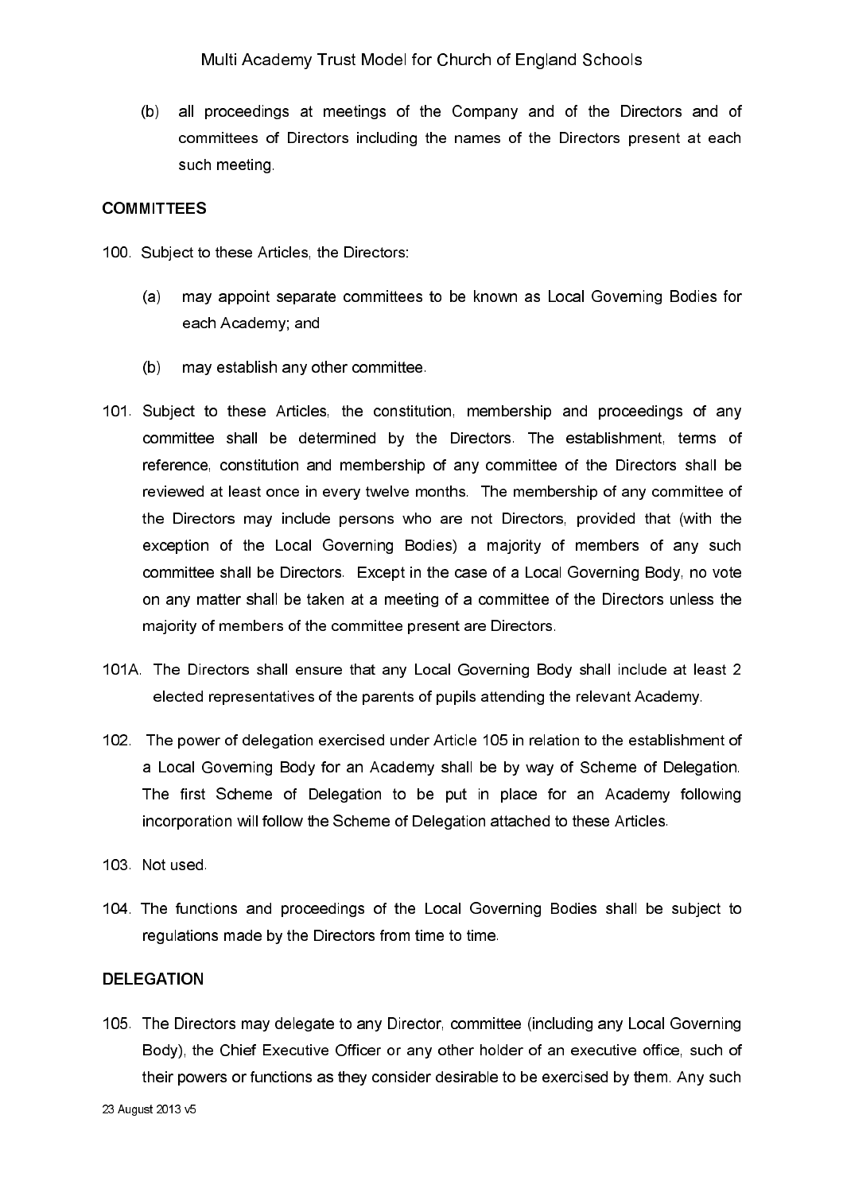(b) all proceedings at meetings of the Company and of the Directors and of committees of Directors including the names of the Directors present at each such meeting.

## COMMITTEES

100. Subject to these Articles, the Directors:

    (a) may appoint separate committees to be known as Local Governing Bodies for each Academy; and

    (b) may establish any other committee.

101. Subject to these Articles, the constitution, membership and proceedings of any committee shall be determined by the Directors. The establishment, terms of reference, constitution and membership of any committee of the Directors shall be reviewed at least once in every twelve months. The membership of any committee of the Directors may include persons who are not Directors, provided that (with the exception of the Local Governing Bodies) a majority of members of any such committee shall be Directors. Except in the case of a Local Governing Body, no vote on any matter shall be taken at a meeting of a committee of the Directors unless the majority of members of the committee present are Directors.

101A. The Directors shall ensure that any Local Governing Body shall include at least 2 elected representatives of the parents of pupils attending the relevant Academy.

102. The power of delegation exercised under Article 105 in relation to the establishment of a Local Governing Body for an Academy shall be by way of Scheme of Delegation. The first Scheme of Delegation to be put in place for an Academy following incorporation will follow the Scheme of Delegation attached to these Articles.

103. Not used.

104. The functions and proceedings of the Local Governing Bodies shall be subject to regulations made by the Directors from time to time.

## DELEGATION

105. The Directors may delegate to any Director, committee (including any Local Governing Body), the Chief Executive Officer or any other holder of an executive office, such of their powers or functions as they consider desirable to be exercised by them. Any such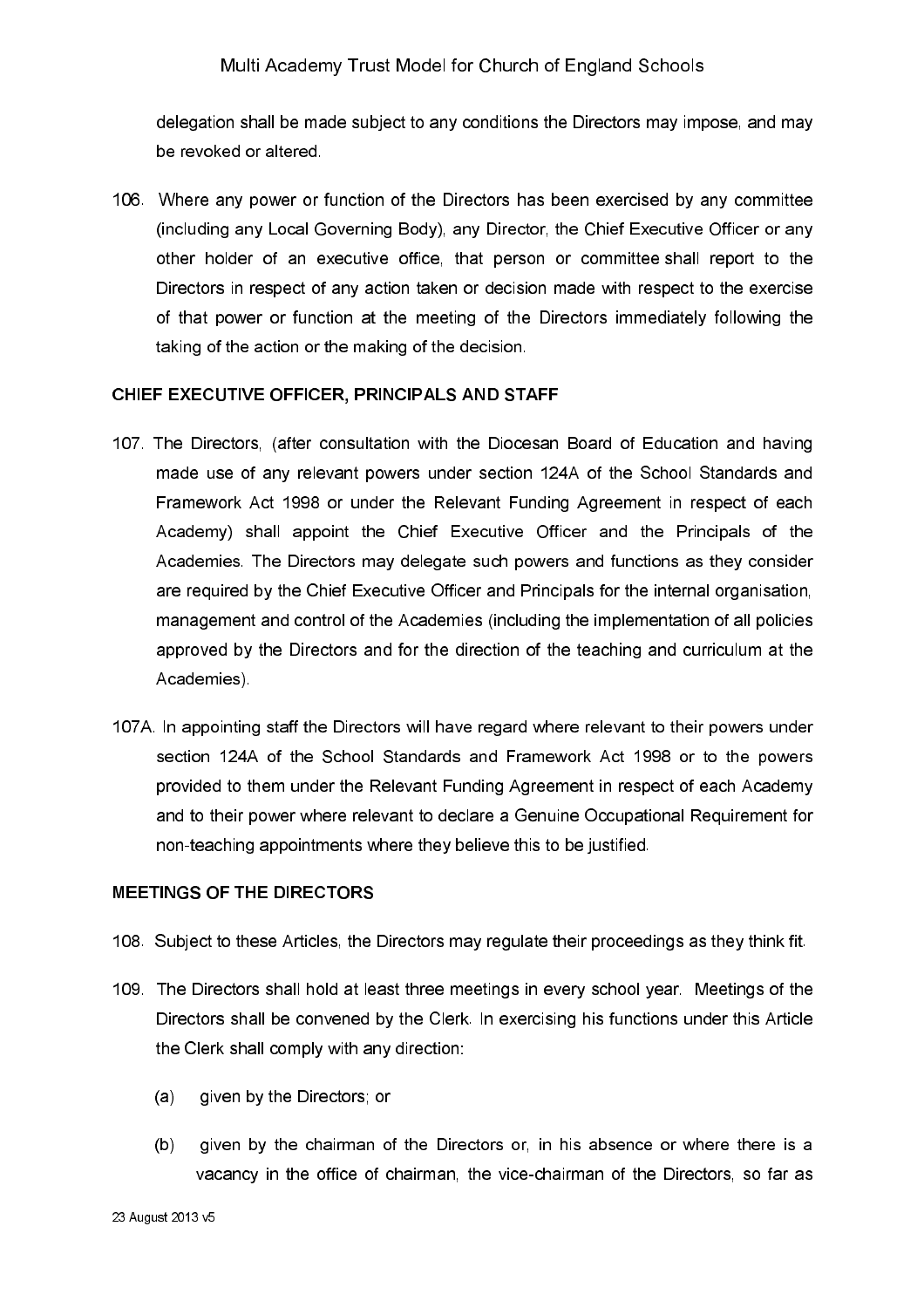delegation shall be made subject to any conditions the Directors may impose, and may be revoked or altered.

106. Where any power or function of the Directors has been exercised by any committee (including any Local Governing Body), any Director, the Chief Executive Officer or any other holder of an executive office, that person or committee shall report to the Directors in respect of any action taken or decision made with respect to the exercise of that power or function at the meeting of the Directors immediately following the taking of the action or the making of the decision.

## CHIEF EXECUTIVE OFFICER, PRINCIPALS AND STAFF

107. The Directors, (after consultation with the Diocesan Board of Education and having made use of any relevant powers under section 124A of the School Standards and Framework Act 1998 or under the Relevant Funding Agreement in respect of each Academy) shall appoint the Chief Executive Officer and the Principals of the Academies. The Directors may delegate such powers and functions as they consider are required by the Chief Executive Officer and Principals for the internal organisation, management and control of the Academies (including the implementation of all policies approved by the Directors and for the direction of the teaching and curriculum at the Academies).

107A. In appointing staff the Directors will have regard where relevant to their powers under section 124A of the School Standards and Framework Act 1998 or to the powers provided to them under the Relevant Funding Agreement in respect of each Academy and to their power where relevant to declare a Genuine Occupational Requirement for non-teaching appointments where they believe this to be justified.

## MEETINGS OF THE DIRECTORS

108. Subject to these Articles, the Directors may regulate their proceedings as they think fit.

109. The Directors shall hold at least three meetings in every school year. Meetings of the Directors shall be convened by the Clerk. In exercising his functions under this Article the Clerk shall comply with any direction:

 (a) given by the Directors; or

 (b) given by the chairman of the Directors or, in his absence or where there is a vacancy in the office of chairman, the vice-chairman of the Directors, so far as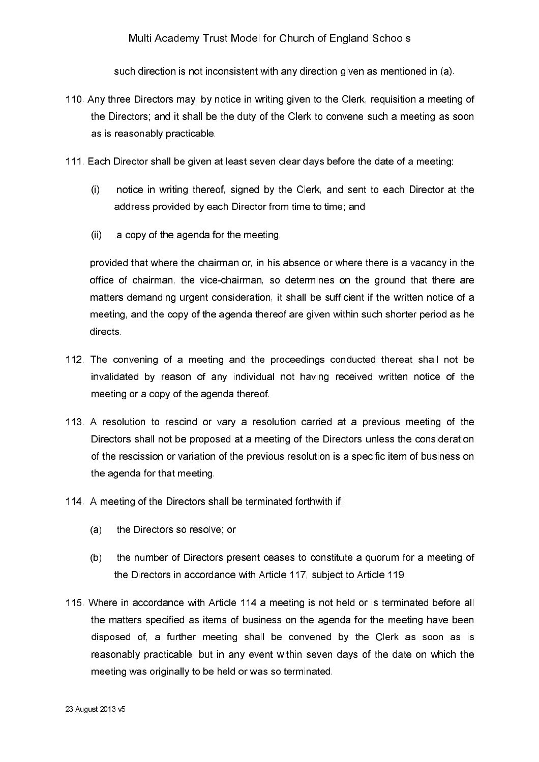such direction is not inconsistent with any direction given as mentioned in (a).

110. Any three Directors may, by notice in writing given to the Clerk, requisition a meeting of the Directors; and it shall be the duty of the Clerk to convene such a meeting as soon as is reasonably practicable.

111. Each Director shall be given at least seven clear days before the date of a meeting:

   (i) notice in writing thereof, signed by the Clerk, and sent to each Director at the address provided by each Director from time to time; and

   (ii) a copy of the agenda for the meeting,

   provided that where the chairman or, in his absence or where there is a vacancy in the office of chairman, the vice-chairman, so determines on the ground that there are matters demanding urgent consideration, it shall be sufficient if the written notice of a meeting, and the copy of the agenda thereof are given within such shorter period as he directs.

112. The convening of a meeting and the proceedings conducted thereat shall not be invalidated by reason of any individual not having received written notice of the meeting or a copy of the agenda thereof.

113. A resolution to rescind or vary a resolution carried at a previous meeting of the Directors shall not be proposed at a meeting of the Directors unless the consideration of the rescission or variation of the previous resolution is a specific item of business on the agenda for that meeting.

114. A meeting of the Directors shall be terminated forthwith if:

   (a) the Directors so resolve; or

   (b) the number of Directors present ceases to constitute a quorum for a meeting of the Directors in accordance with Article 117, subject to Article 119.

115. Where in accordance with Article 114 a meeting is not held or is terminated before all the matters specified as items of business on the agenda for the meeting have been disposed of, a further meeting shall be convened by the Clerk as soon as is reasonably practicable, but in any event within seven days of the date on which the meeting was originally to be held or was so terminated.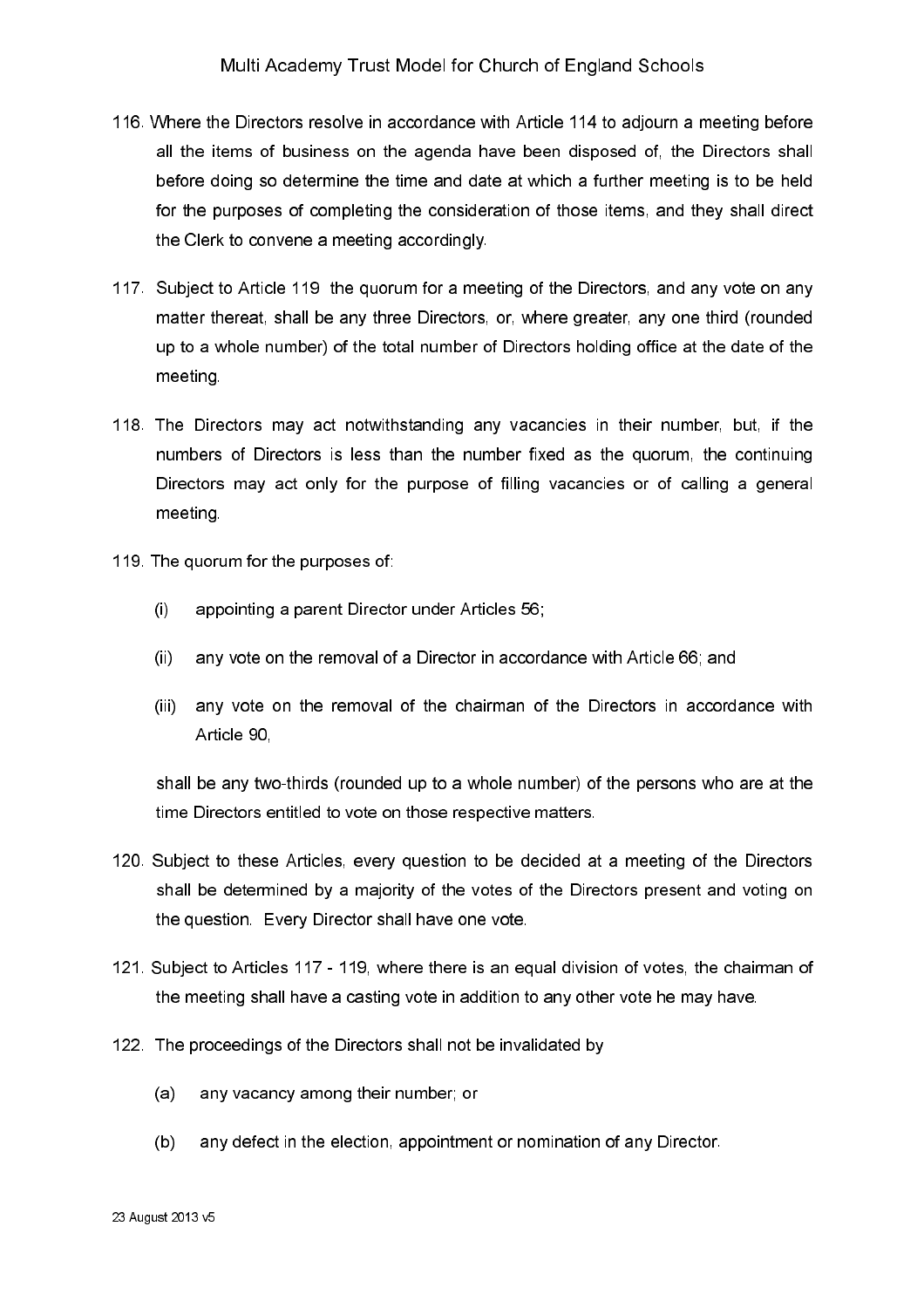116. Where the Directors resolve in accordance with Article 114 to adjourn a meeting before all the items of business on the agenda have been disposed of, the Directors shall before doing so determine the time and date at which a further meeting is to be held for the purposes of completing the consideration of those items, and they shall direct the Clerk to convene a meeting accordingly.

117. Subject to Article 119 the quorum for a meeting of the Directors, and any vote on any matter thereat, shall be any three Directors, or, where greater, any one third (rounded up to a whole number) of the total number of Directors holding office at the date of the meeting.

118. The Directors may act notwithstanding any vacancies in their number, but, if the numbers of Directors is less than the number fixed as the quorum, the continuing Directors may act only for the purpose of filling vacancies or of calling a general meeting.

119. The quorum for the purposes of:

    (i) appointing a parent Director under Articles 56;

    (ii) any vote on the removal of a Director in accordance with Article 66; and

    (iii) any vote on the removal of the chairman of the Directors in accordance with Article 90,

    shall be any two-thirds (rounded up to a whole number) of the persons who are at the time Directors entitled to vote on those respective matters.

120. Subject to these Articles, every question to be decided at a meeting of the Directors shall be determined by a majority of the votes of the Directors present and voting on the question. Every Director shall have one vote.

121. Subject to Articles 117 - 119, where there is an equal division of votes, the chairman of the meeting shall have a casting vote in addition to any other vote he may have.

122. The proceedings of the Directors shall not be invalidated by

    (a) any vacancy among their number; or

    (b) any defect in the election, appointment or nomination of any Director.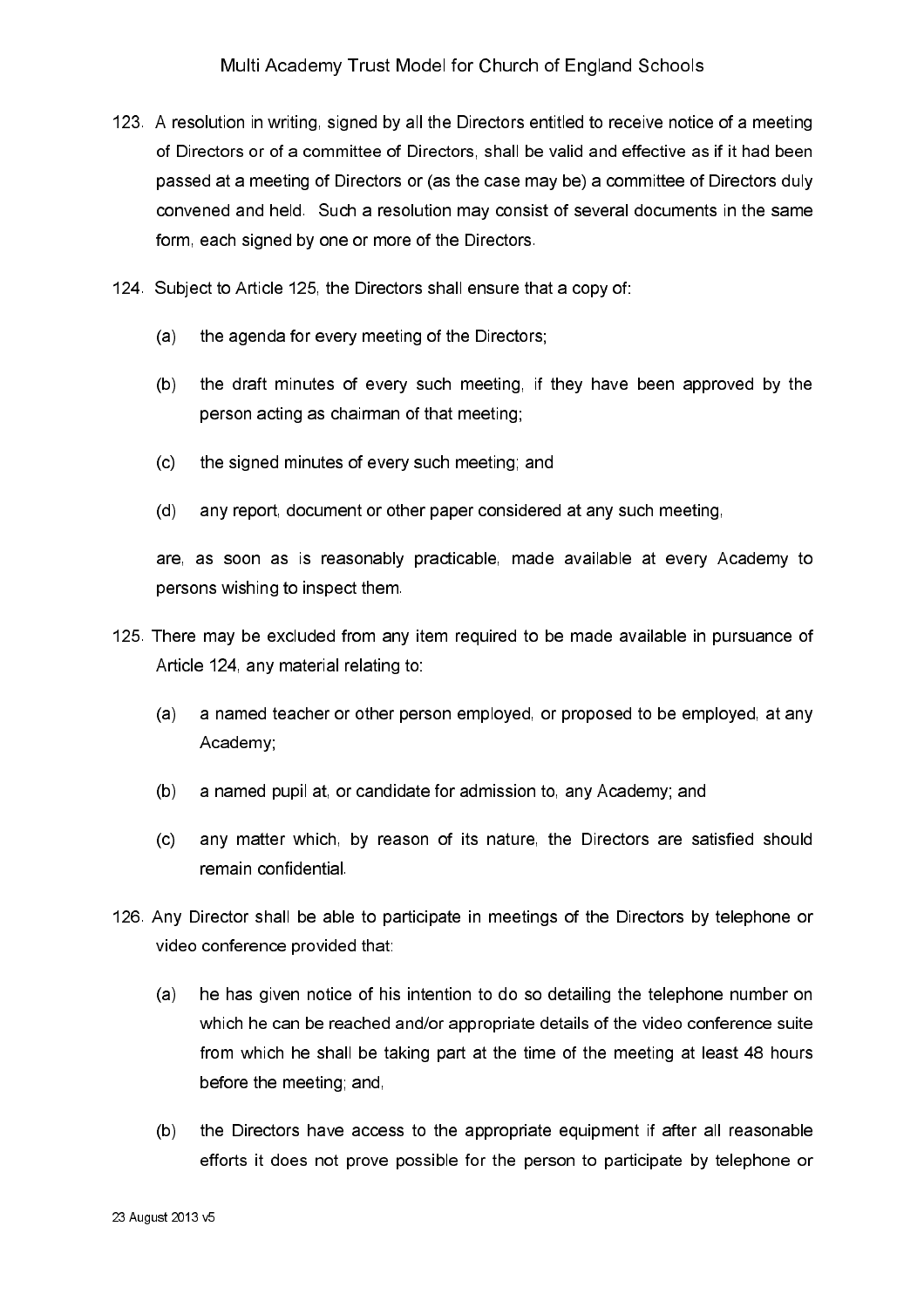123. A resolution in writing, signed by all the Directors entitled to receive notice of a meeting of Directors or of a committee of Directors, shall be valid and effective as if it had been passed at a meeting of Directors or (as the case may be) a committee of Directors duly convened and held. Such a resolution may consist of several documents in the same form, each signed by one or more of the Directors.

124. Subject to Article 125, the Directors shall ensure that a copy of:

    (a) the agenda for every meeting of the Directors;

    (b) the draft minutes of every such meeting, if they have been approved by the person acting as chairman of that meeting;

    (c) the signed minutes of every such meeting; and

    (d) any report, document or other paper considered at any such meeting,

    are, as soon as is reasonably practicable, made available at every Academy to persons wishing to inspect them.

125. There may be excluded from any item required to be made available in pursuance of Article 124, any material relating to:

    (a) a named teacher or other person employed, or proposed to be employed, at any Academy;

    (b) a named pupil at, or candidate for admission to, any Academy; and

    (c) any matter which, by reason of its nature, the Directors are satisfied should remain confidential.

126. Any Director shall be able to participate in meetings of the Directors by telephone or video conference provided that:

    (a) he has given notice of his intention to do so detailing the telephone number on which he can be reached and/or appropriate details of the video conference suite from which he shall be taking part at the time of the meeting at least 48 hours before the meeting; and,

    (b) the Directors have access to the appropriate equipment if after all reasonable efforts it does not prove possible for the person to participate by telephone or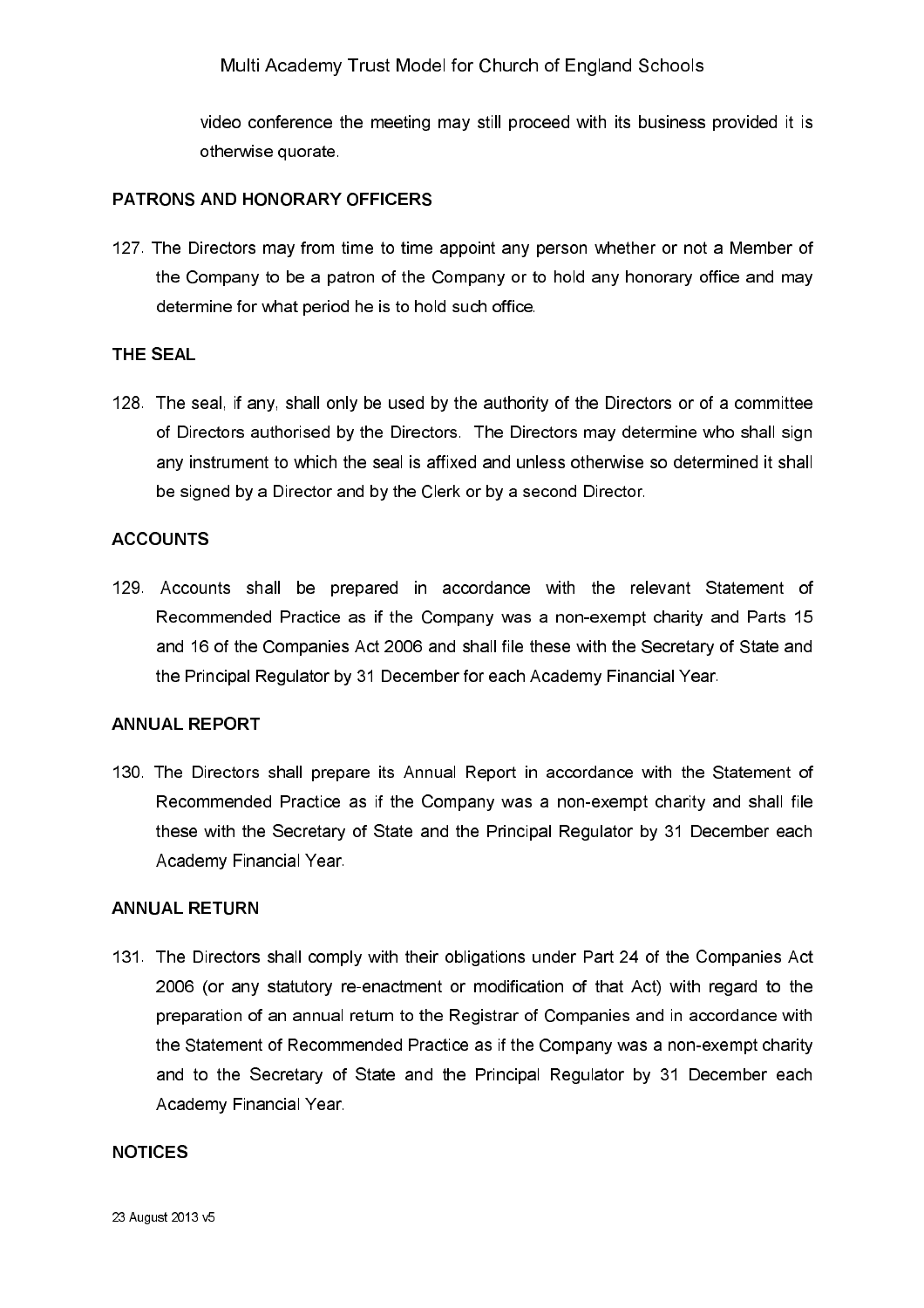video conference the meeting may still proceed with its business provided it is otherwise quorate.

## PATRONS AND HONORARY OFFICERS

127. The Directors may from time to time appoint any person whether or not a Member of the Company to be a patron of the Company or to hold any honorary office and may determine for what period he is to hold such office.

## THE SEAL

128. The seal, if any, shall only be used by the authority of the Directors or of a committee of Directors authorised by the Directors. The Directors may determine who shall sign any instrument to which the seal is affixed and unless otherwise so determined it shall be signed by a Director and by the Clerk or by a second Director.

## ACCOUNTS

129. Accounts shall be prepared in accordance with the relevant Statement of Recommended Practice as if the Company was a non-exempt charity and Parts 15 and 16 of the Companies Act 2006 and shall file these with the Secretary of State and the Principal Regulator by 31 December for each Academy Financial Year.

## ANNUAL REPORT

130. The Directors shall prepare its Annual Report in accordance with the Statement of Recommended Practice as if the Company was a non-exempt charity and shall file these with the Secretary of State and the Principal Regulator by 31 December each Academy Financial Year.

## ANNUAL RETURN

131. The Directors shall comply with their obligations under Part 24 of the Companies Act 2006 (or any statutory re-enactment or modification of that Act) with regard to the preparation of an annual return to the Registrar of Companies and in accordance with the Statement of Recommended Practice as if the Company was a non-exempt charity and to the Secretary of State and the Principal Regulator by 31 December each Academy Financial Year.

## NOTICES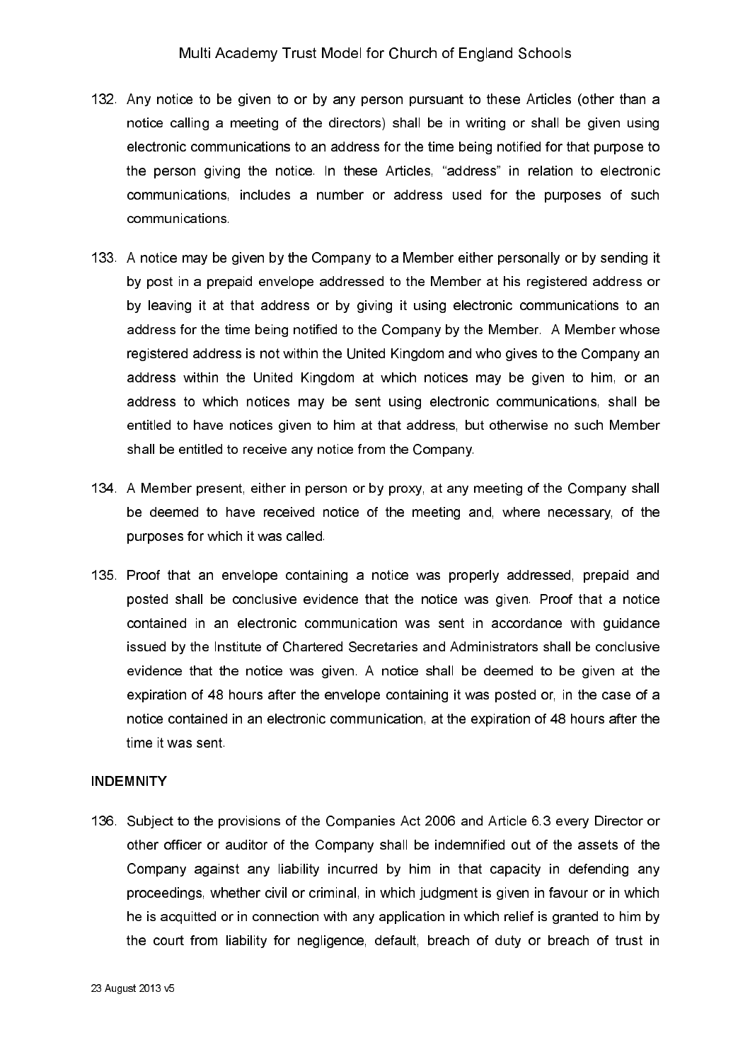132. Any notice to be given to or by any person pursuant to these Articles (other than a notice calling a meeting of the directors) shall be in writing or shall be given using electronic communications to an address for the time being notified for that purpose to the person giving the notice. In these Articles, "address" in relation to electronic communications, includes a number or address used for the purposes of such communications.

133. A notice may be given by the Company to a Member either personally or by sending it by post in a prepaid envelope addressed to the Member at his registered address or by leaving it at that address or by giving it using electronic communications to an address for the time being notified to the Company by the Member. A Member whose registered address is not within the United Kingdom and who gives to the Company an address within the United Kingdom at which notices may be given to him, or an address to which notices may be sent using electronic communications, shall be entitled to have notices given to him at that address, but otherwise no such Member shall be entitled to receive any notice from the Company.

134. A Member present, either in person or by proxy, at any meeting of the Company shall be deemed to have received notice of the meeting and, where necessary, of the purposes for which it was called.

135. Proof that an envelope containing a notice was properly addressed, prepaid and posted shall be conclusive evidence that the notice was given. Proof that a notice contained in an electronic communication was sent in accordance with guidance issued by the Institute of Chartered Secretaries and Administrators shall be conclusive evidence that the notice was given. A notice shall be deemed to be given at the expiration of 48 hours after the envelope containing it was posted or, in the case of a notice contained in an electronic communication, at the expiration of 48 hours after the time it was sent.

## INDEMNITY

136. Subject to the provisions of the Companies Act 2006 and Article 6.3 every Director or other officer or auditor of the Company shall be indemnified out of the assets of the Company against any liability incurred by him in that capacity in defending any proceedings, whether civil or criminal, in which judgment is given in favour or in which he is acquitted or in connection with any application in which relief is granted to him by the court from liability for negligence, default, breach of duty or breach of trust in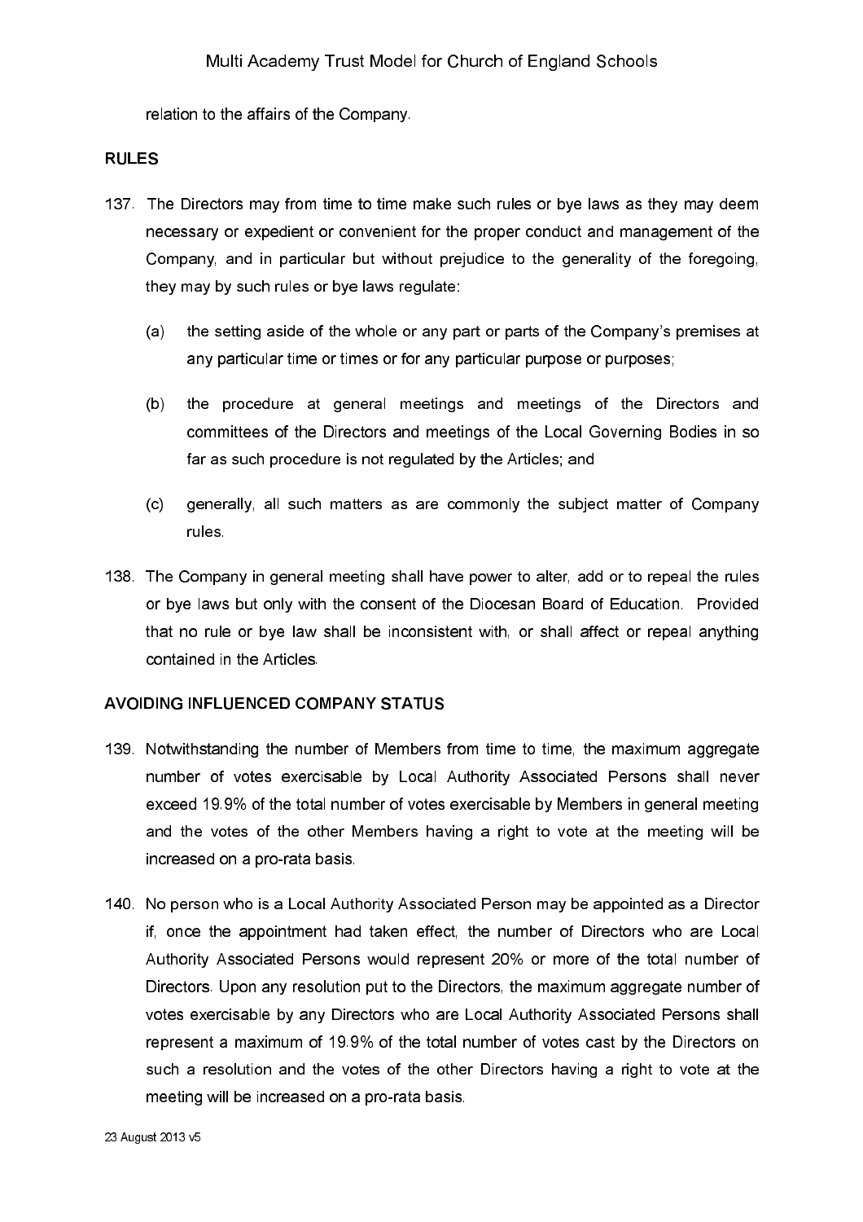relation to the affairs of the Company.

## RULES

137. The Directors may from time to time make such rules or bye laws as they may deem necessary or expedient or convenient for the proper conduct and management of the Company, and in particular but without prejudice to the generality of the foregoing, they may by such rules or bye laws regulate:

   (a) the setting aside of the whole or any part or parts of the Company's premises at any particular time or times or for any particular purpose or purposes;

   (b) the procedure at general meetings and meetings of the Directors and committees of the Directors and meetings of the Local Governing Bodies in so far as such procedure is not regulated by the Articles; and

   (c) generally, all such matters as are commonly the subject matter of Company rules.

138. The Company in general meeting shall have power to alter, add or to repeal the rules or bye laws but only with the consent of the Diocesan Board of Education. Provided that no rule or bye law shall be inconsistent with, or shall affect or repeal anything contained in the Articles.

## AVOIDING INFLUENCED COMPANY STATUS

139. Notwithstanding the number of Members from time to time, the maximum aggregate number of votes exercisable by Local Authority Associated Persons shall never exceed 19.9% of the total number of votes exercisable by Members in general meeting and the votes of the other Members having a right to vote at the meeting will be increased on a pro-rata basis.

140. No person who is a Local Authority Associated Person may be appointed as a Director if, once the appointment had taken effect, the number of Directors who are Local Authority Associated Persons would represent 20% or more of the total number of Directors. Upon any resolution put to the Directors, the maximum aggregate number of votes exercisable by any Directors who are Local Authority Associated Persons shall represent a maximum of 19.9% of the total number of votes cast by the Directors on such a resolution and the votes of the other Directors having a right to vote at the meeting will be increased on a pro-rata basis.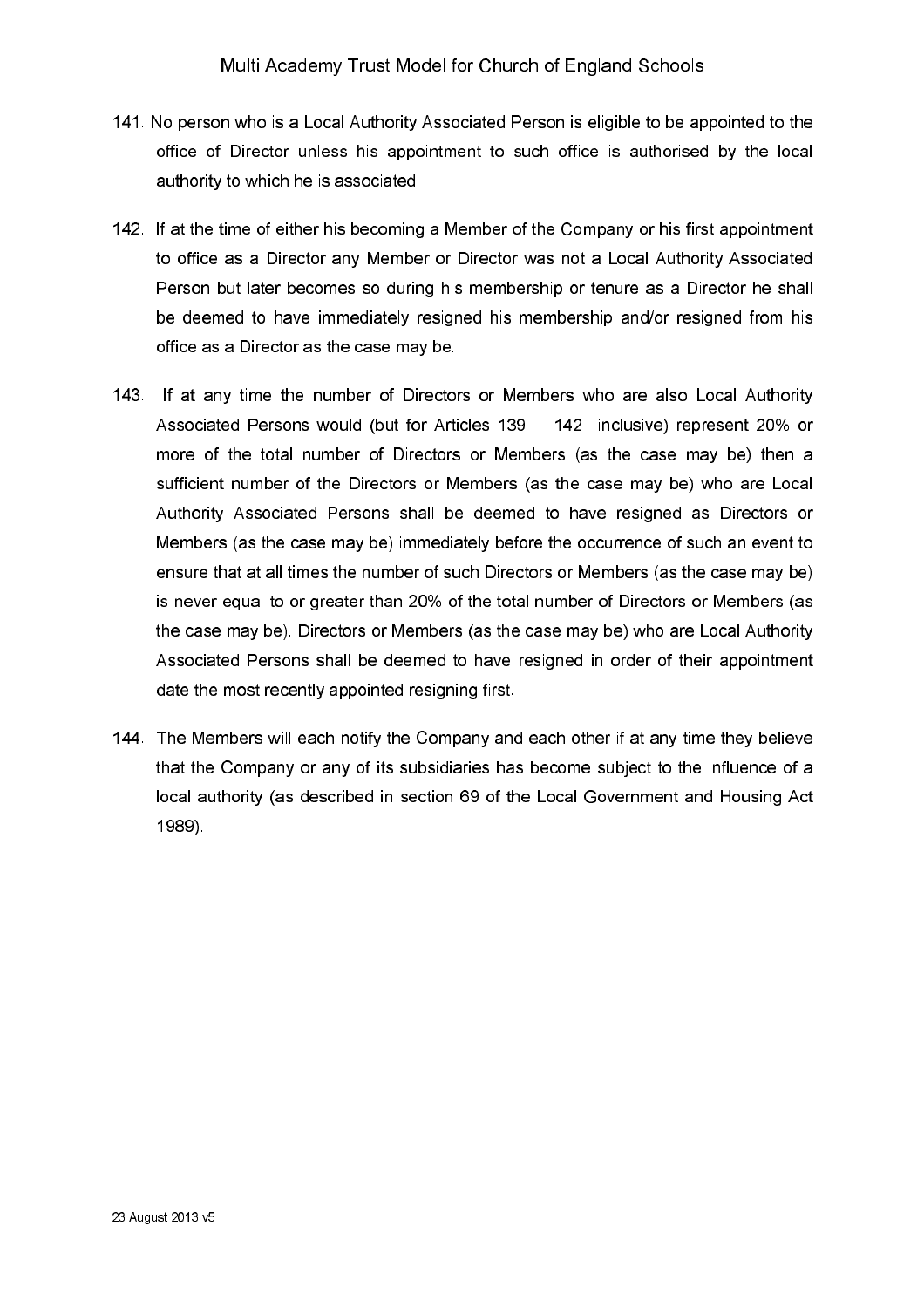141. No person who is a Local Authority Associated Person is eligible to be appointed to the office of Director unless his appointment to such office is authorised by the local authority to which he is associated.

142. If at the time of either his becoming a Member of the Company or his first appointment to office as a Director any Member or Director was not a Local Authority Associated Person but later becomes so during his membership or tenure as a Director he shall be deemed to have immediately resigned his membership and/or resigned from his office as a Director as the case may be.

143. If at any time the number of Directors or Members who are also Local Authority Associated Persons would (but for Articles 139 - 142 inclusive) represent 20% or more of the total number of Directors or Members (as the case may be) then a sufficient number of the Directors or Members (as the case may be) who are Local Authority Associated Persons shall be deemed to have resigned as Directors or Members (as the case may be) immediately before the occurrence of such an event to ensure that at all times the number of such Directors or Members (as the case may be) is never equal to or greater than 20% of the total number of Directors or Members (as the case may be). Directors or Members (as the case may be) who are Local Authority Associated Persons shall be deemed to have resigned in order of their appointment date the most recently appointed resigning first.

144. The Members will each notify the Company and each other if at any time they believe that the Company or any of its subsidiaries has become subject to the influence of a local authority (as described in section 69 of the Local Government and Housing Act 1989).